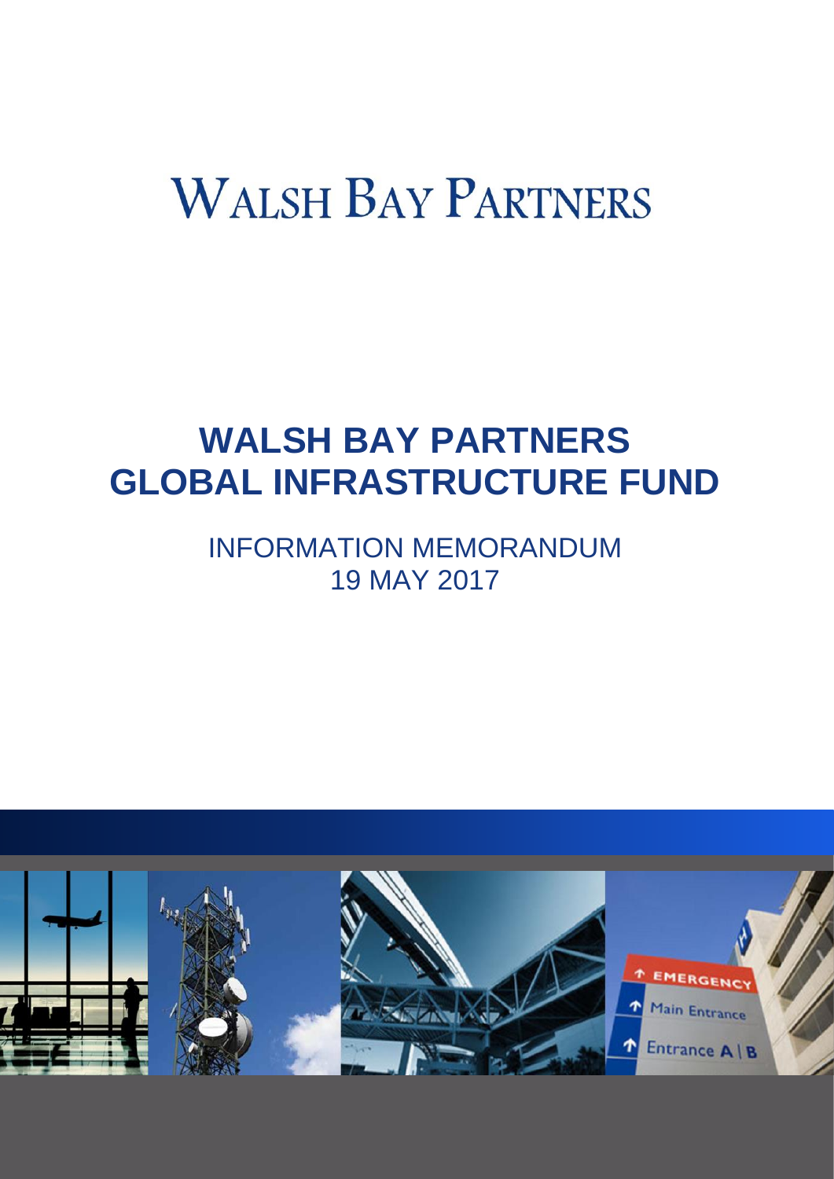# WALSH BAY PARTNERS

# WALSH BAY PARTNERS GLOBAL INFRASTRUCTURE FUND

## INFORMATION MEMORANDUM
## 19 MAY 2017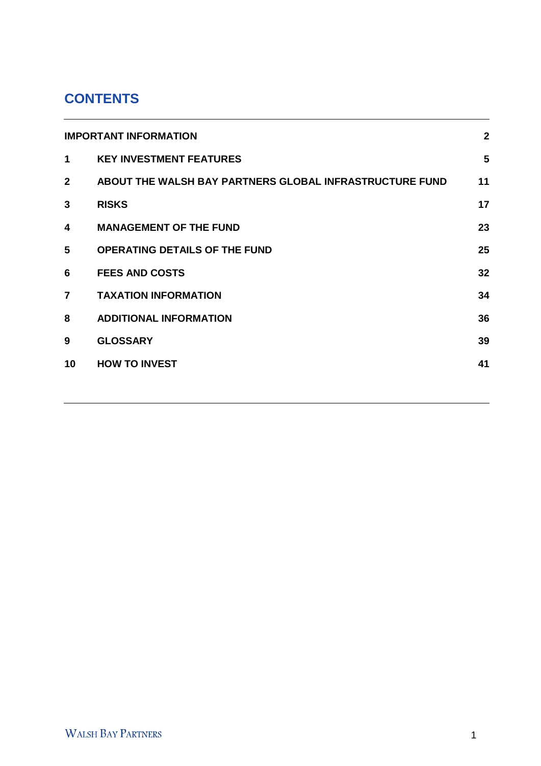# CONTENTS

| | | |
|---|---|---|
| **IMPORTANT INFORMATION** | | **2** |
| **1** | **KEY INVESTMENT FEATURES** | **5** |
| **2** | **ABOUT THE WALSH BAY PARTNERS GLOBAL INFRASTRUCTURE FUND** | **11** |
| **3** | **RISKS** | **17** |
| **4** | **MANAGEMENT OF THE FUND** | **23** |
| **5** | **OPERATING DETAILS OF THE FUND** | **25** |
| **6** | **FEES AND COSTS** | **32** |
| **7** | **TAXATION INFORMATION** | **34** |
| **8** | **ADDITIONAL INFORMATION** | **36** |
| **9** | **GLOSSARY** | **39** |
| **10** | **HOW TO INVEST** | **41** |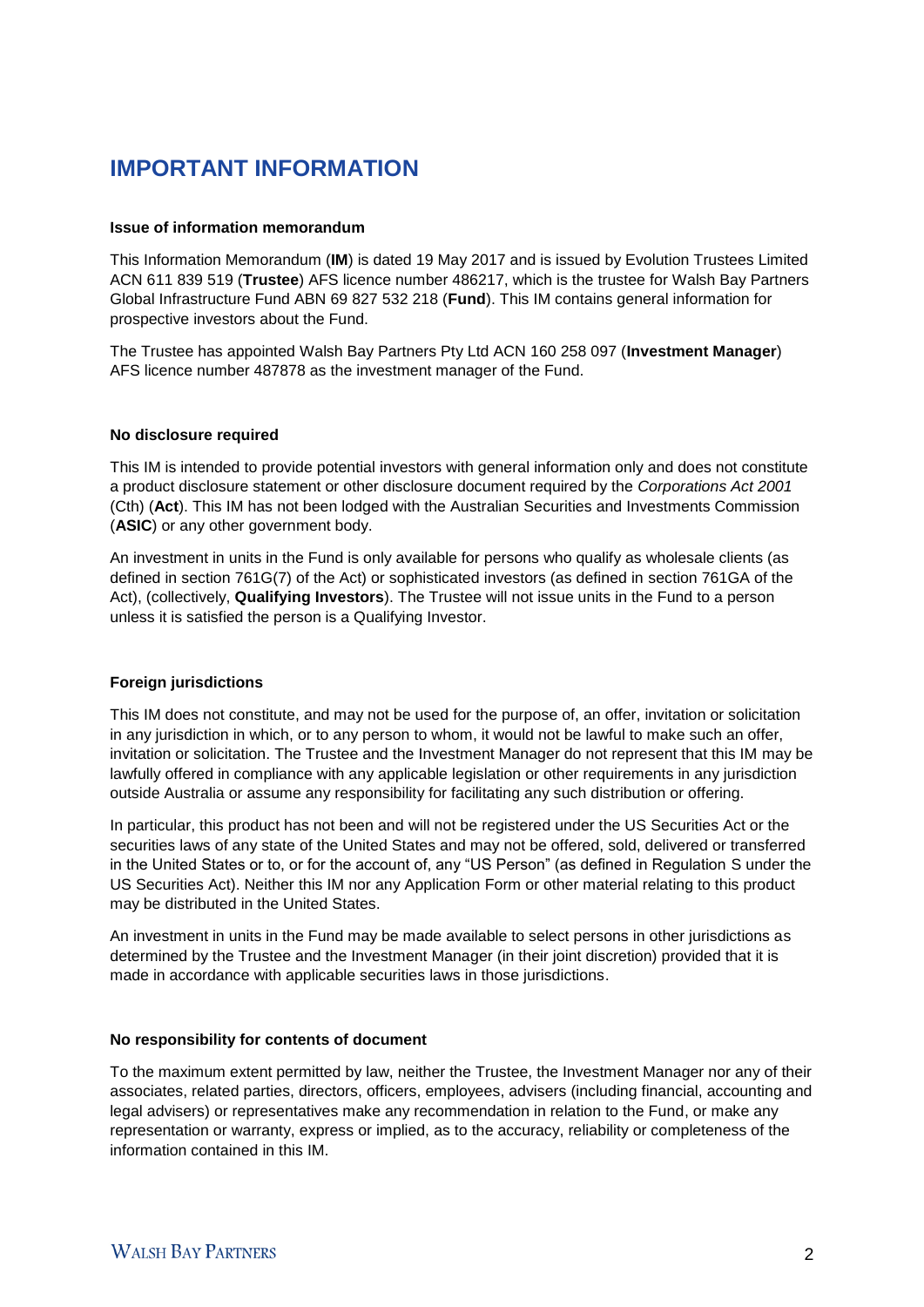# IMPORTANT INFORMATION

**Issue of information memorandum**

This Information Memorandum (**IM**) is dated 19 May 2017 and is issued by Evolution Trustees Limited ACN 611 839 519 (**Trustee**) AFS licence number 486217, which is the trustee for Walsh Bay Partners Global Infrastructure Fund ABN 69 827 532 218 (**Fund**). This IM contains general information for prospective investors about the Fund.

The Trustee has appointed Walsh Bay Partners Pty Ltd ACN 160 258 097 (**Investment Manager**) AFS licence number 487878 as the investment manager of the Fund.

**No disclosure required**

This IM is intended to provide potential investors with general information only and does not constitute a product disclosure statement or other disclosure document required by the *Corporations Act 2001* (Cth) (**Act**). This IM has not been lodged with the Australian Securities and Investments Commission (**ASIC**) or any other government body.

An investment in units in the Fund is only available for persons who qualify as wholesale clients (as defined in section 761G(7) of the Act) or sophisticated investors (as defined in section 761GA of the Act), (collectively, **Qualifying Investors**). The Trustee will not issue units in the Fund to a person unless it is satisfied the person is a Qualifying Investor.

**Foreign jurisdictions**

This IM does not constitute, and may not be used for the purpose of, an offer, invitation or solicitation in any jurisdiction in which, or to any person to whom, it would not be lawful to make such an offer, invitation or solicitation. The Trustee and the Investment Manager do not represent that this IM may be lawfully offered in compliance with any applicable legislation or other requirements in any jurisdiction outside Australia or assume any responsibility for facilitating any such distribution or offering.

In particular, this product has not been and will not be registered under the US Securities Act or the securities laws of any state of the United States and may not be offered, sold, delivered or transferred in the United States or to, or for the account of, any "US Person" (as defined in Regulation S under the US Securities Act). Neither this IM nor any Application Form or other material relating to this product may be distributed in the United States.

An investment in units in the Fund may be made available to select persons in other jurisdictions as determined by the Trustee and the Investment Manager (in their joint discretion) provided that it is made in accordance with applicable securities laws in those jurisdictions.

**No responsibility for contents of document**

To the maximum extent permitted by law, neither the Trustee, the Investment Manager nor any of their associates, related parties, directors, officers, employees, advisers (including financial, accounting and legal advisers) or representatives make any recommendation in relation to the Fund, or make any representation or warranty, express or implied, as to the accuracy, reliability or completeness of the information contained in this IM.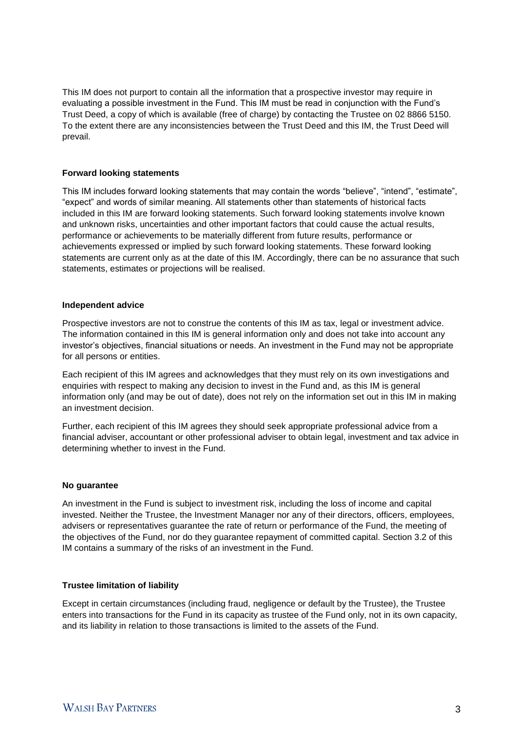This IM does not purport to contain all the information that a prospective investor may require in evaluating a possible investment in the Fund. This IM must be read in conjunction with the Fund's Trust Deed, a copy of which is available (free of charge) by contacting the Trustee on 02 8866 5150. To the extent there are any inconsistencies between the Trust Deed and this IM, the Trust Deed will prevail.

**Forward looking statements**

This IM includes forward looking statements that may contain the words "believe", "intend", "estimate", "expect" and words of similar meaning. All statements other than statements of historical facts included in this IM are forward looking statements. Such forward looking statements involve known and unknown risks, uncertainties and other important factors that could cause the actual results, performance or achievements to be materially different from future results, performance or achievements expressed or implied by such forward looking statements. These forward looking statements are current only as at the date of this IM. Accordingly, there can be no assurance that such statements, estimates or projections will be realised.

**Independent advice**

Prospective investors are not to construe the contents of this IM as tax, legal or investment advice. The information contained in this IM is general information only and does not take into account any investor's objectives, financial situations or needs. An investment in the Fund may not be appropriate for all persons or entities.

Each recipient of this IM agrees and acknowledges that they must rely on its own investigations and enquiries with respect to making any decision to invest in the Fund and, as this IM is general information only (and may be out of date), does not rely on the information set out in this IM in making an investment decision.

Further, each recipient of this IM agrees they should seek appropriate professional advice from a financial adviser, accountant or other professional adviser to obtain legal, investment and tax advice in determining whether to invest in the Fund.

**No guarantee**

An investment in the Fund is subject to investment risk, including the loss of income and capital invested. Neither the Trustee, the Investment Manager nor any of their directors, officers, employees, advisers or representatives guarantee the rate of return or performance of the Fund, the meeting of the objectives of the Fund, nor do they guarantee repayment of committed capital. Section 3.2 of this IM contains a summary of the risks of an investment in the Fund.

**Trustee limitation of liability**

Except in certain circumstances (including fraud, negligence or default by the Trustee), the Trustee enters into transactions for the Fund in its capacity as trustee of the Fund only, not in its own capacity, and its liability in relation to those transactions is limited to the assets of the Fund.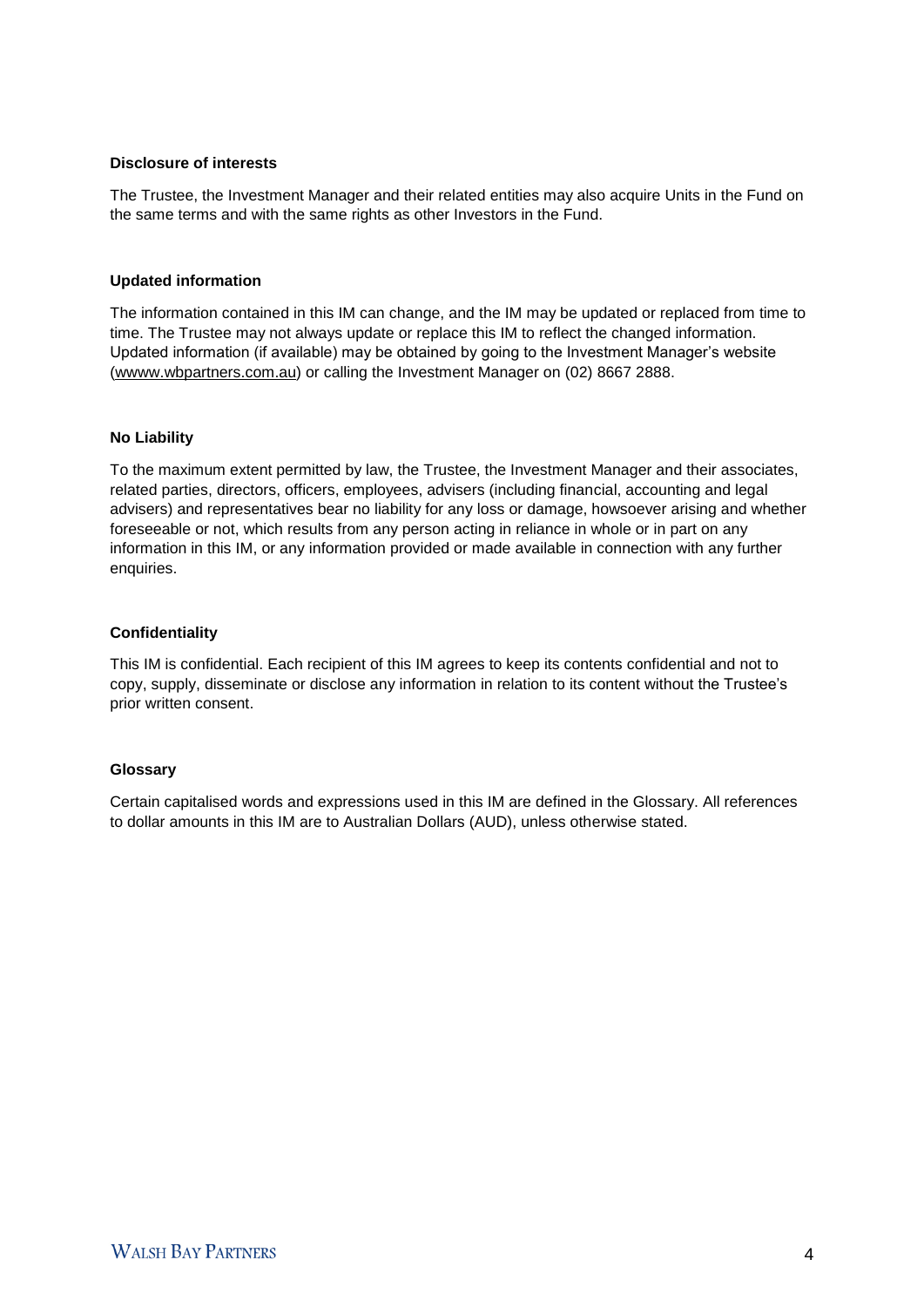**Disclosure of interests**

The Trustee, the Investment Manager and their related entities may also acquire Units in the Fund on the same terms and with the same rights as other Investors in the Fund.

**Updated information**

The information contained in this IM can change, and the IM may be updated or replaced from time to time. The Trustee may not always update or replace this IM to reflect the changed information. Updated information (if available) may be obtained by going to the Investment Manager's website (wwww.wbpartners.com.au) or calling the Investment Manager on (02) 8667 2888.

**No Liability**

To the maximum extent permitted by law, the Trustee, the Investment Manager and their associates, related parties, directors, officers, employees, advisers (including financial, accounting and legal advisers) and representatives bear no liability for any loss or damage, howsoever arising and whether foreseeable or not, which results from any person acting in reliance in whole or in part on any information in this IM, or any information provided or made available in connection with any further enquiries.

**Confidentiality**

This IM is confidential. Each recipient of this IM agrees to keep its contents confidential and not to copy, supply, disseminate or disclose any information in relation to its content without the Trustee's prior written consent.

**Glossary**

Certain capitalised words and expressions used in this IM are defined in the Glossary. All references to dollar amounts in this IM are to Australian Dollars (AUD), unless otherwise stated.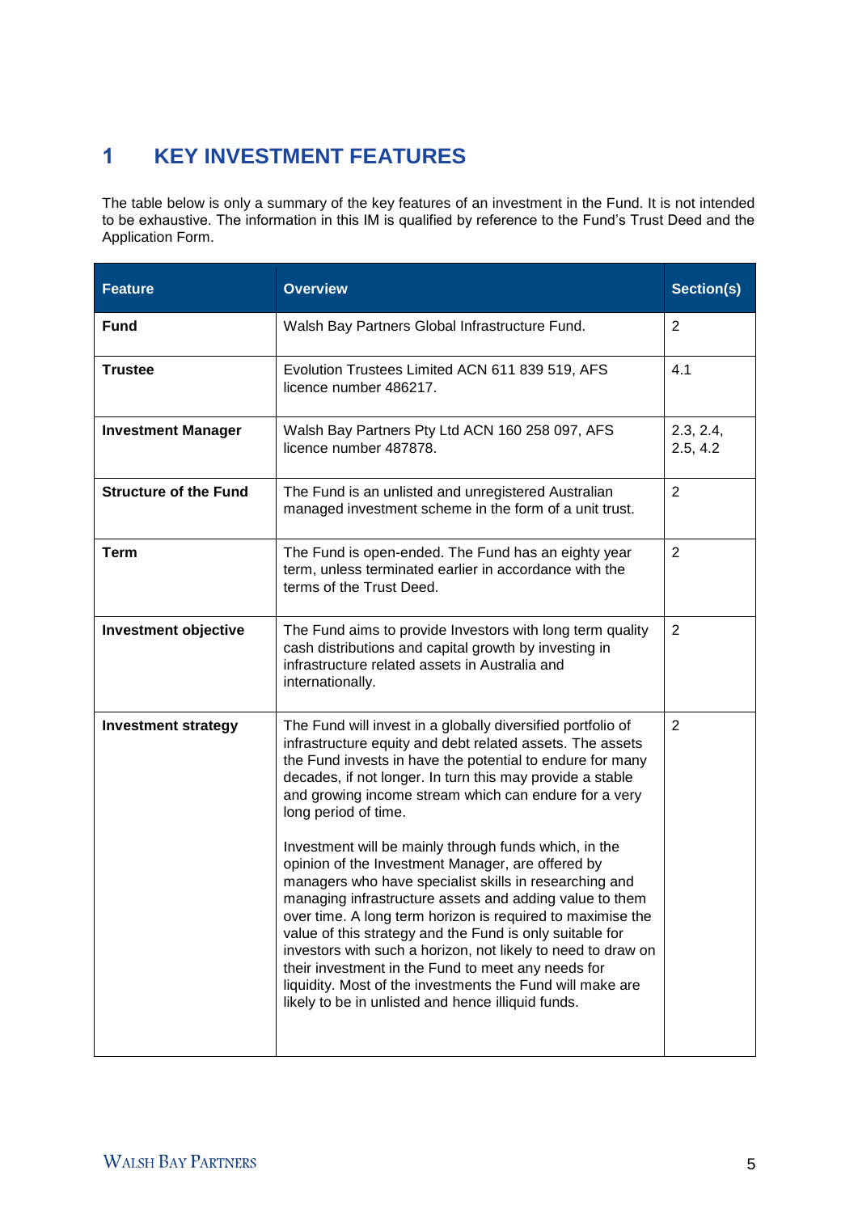# 1 KEY INVESTMENT FEATURES

The table below is only a summary of the key features of an investment in the Fund. It is not intended to be exhaustive. The information in this IM is qualified by reference to the Fund's Trust Deed and the Application Form.

| Feature | Overview | Section(s) |
|---|---|---|
| **Fund** | Walsh Bay Partners Global Infrastructure Fund. | 2 |
| **Trustee** | Evolution Trustees Limited ACN 611 839 519, AFS licence number 486217. | 4.1 |
| **Investment Manager** | Walsh Bay Partners Pty Ltd ACN 160 258 097, AFS licence number 487878. | 2.3, 2.4, 2.5, 4.2 |
| **Structure of the Fund** | The Fund is an unlisted and unregistered Australian managed investment scheme in the form of a unit trust. | 2 |
| **Term** | The Fund is open-ended. The Fund has an eighty year term, unless terminated earlier in accordance with the terms of the Trust Deed. | 2 |
| **Investment objective** | The Fund aims to provide Investors with long term quality cash distributions and capital growth by investing in infrastructure related assets in Australia and internationally. | 2 |
| **Investment strategy** | The Fund will invest in a globally diversified portfolio of infrastructure equity and debt related assets. The assets the Fund invests in have the potential to endure for many decades, if not longer. In turn this may provide a stable and growing income stream which can endure for a very long period of time.<br><br>Investment will be mainly through funds which, in the opinion of the Investment Manager, are offered by managers who have specialist skills in researching and managing infrastructure assets and adding value to them over time. A long term horizon is required to maximise the value of this strategy and the Fund is only suitable for investors with such a horizon, not likely to need to draw on their investment in the Fund to meet any needs for liquidity. Most of the investments the Fund will make are likely to be in unlisted and hence illiquid funds. | 2 |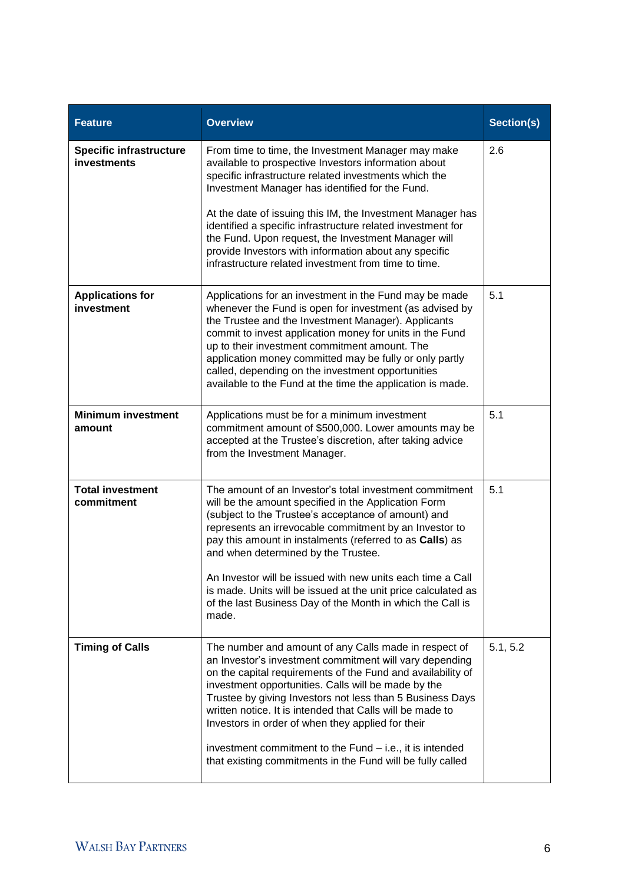| Feature | Overview | Section(s) |
|---|---|---|
| **Specific infrastructure investments** | From time to time, the Investment Manager may make available to prospective Investors information about specific infrastructure related investments which the Investment Manager has identified for the Fund.<br><br>At the date of issuing this IM, the Investment Manager has identified a specific infrastructure related investment for the Fund. Upon request, the Investment Manager will provide Investors with information about any specific infrastructure related investment from time to time. | 2.6 |
| **Applications for investment** | Applications for an investment in the Fund may be made whenever the Fund is open for investment (as advised by the Trustee and the Investment Manager). Applicants commit to invest application money for units in the Fund up to their investment commitment amount. The application money committed may be fully or only partly called, depending on the investment opportunities available to the Fund at the time the application is made. | 5.1 |
| **Minimum investment amount** | Applications must be for a minimum investment commitment amount of $500,000. Lower amounts may be accepted at the Trustee's discretion, after taking advice from the Investment Manager. | 5.1 |
| **Total investment commitment** | The amount of an Investor's total investment commitment will be the amount specified in the Application Form (subject to the Trustee's acceptance of amount) and represents an irrevocable commitment by an Investor to pay this amount in instalments (referred to as **Calls**) as and when determined by the Trustee.<br><br>An Investor will be issued with new units each time a Call is made. Units will be issued at the unit price calculated as of the last Business Day of the Month in which the Call is made. | 5.1 |
| **Timing of Calls** | The number and amount of any Calls made in respect of an Investor's investment commitment will vary depending on the capital requirements of the Fund and availability of investment opportunities. Calls will be made by the Trustee by giving Investors not less than 5 Business Days written notice. It is intended that Calls will be made to Investors in order of when they applied for their<br><br>investment commitment to the Fund – i.e., it is intended that existing commitments in the Fund will be fully called | 5.1, 5.2 |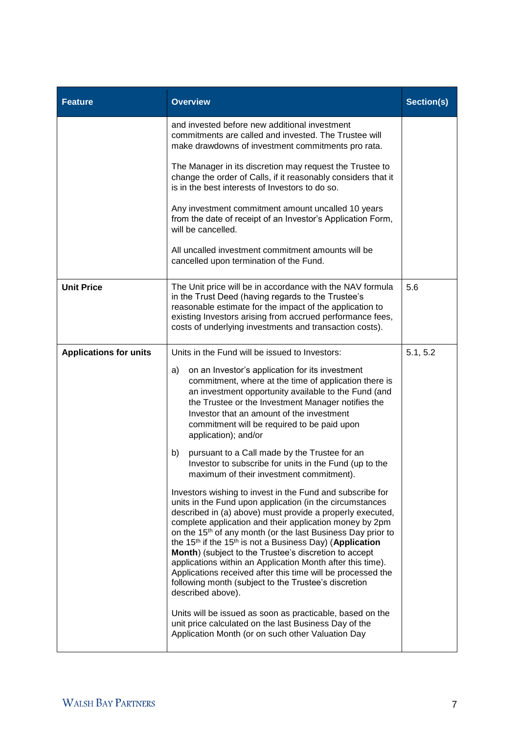| Feature | Overview | Section(s) |
| --- | --- | --- |
| | and invested before new additional investment commitments are called and invested. The Trustee will make drawdowns of investment commitments pro rata.<br><br>The Manager in its discretion may request the Trustee to change the order of Calls, if it reasonably considers that it is in the best interests of Investors to do so.<br><br>Any investment commitment amount uncalled 10 years from the date of receipt of an Investor's Application Form, will be cancelled.<br><br>All uncalled investment commitment amounts will be cancelled upon termination of the Fund. | |
| **Unit Price** | The Unit price will be in accordance with the NAV formula in the Trust Deed (having regards to the Trustee's reasonable estimate for the impact of the application to existing Investors arising from accrued performance fees, costs of underlying investments and transaction costs). | 5.6 |
| **Applications for units** | Units in the Fund will be issued to Investors:<br><br>a) on an Investor's application for its investment commitment, where at the time of application there is an investment opportunity available to the Fund (and the Trustee or the Investment Manager notifies the Investor that an amount of the investment commitment will be required to be paid upon application); and/or<br><br>b) pursuant to a Call made by the Trustee for an Investor to subscribe for units in the Fund (up to the maximum of their investment commitment).<br><br>Investors wishing to invest in the Fund and subscribe for units in the Fund upon application (in the circumstances described in (a) above) must provide a properly executed, complete application and their application money by 2pm on the 15th of any month (or the last Business Day prior to the 15th if the 15th is not a Business Day) (**Application Month**) (subject to the Trustee's discretion to accept applications within an Application Month after this time). Applications received after this time will be processed the following month (subject to the Trustee's discretion described above).<br><br>Units will be issued as soon as practicable, based on the unit price calculated on the last Business Day of the Application Month (or on such other Valuation Day | 5.1, 5.2 |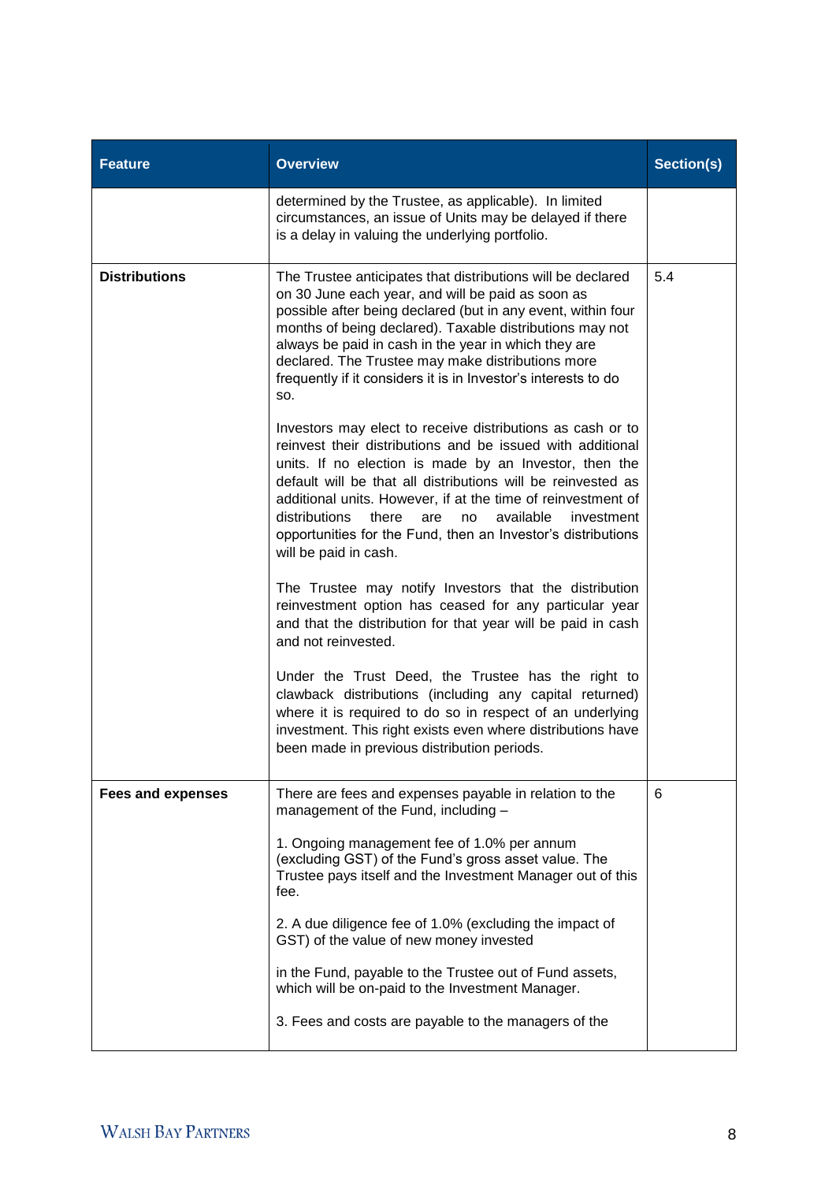| Feature | Overview | Section(s) |
|---|---|---|
| | determined by the Trustee, as applicable). In limited circumstances, an issue of Units may be delayed if there is a delay in valuing the underlying portfolio. | |
| **Distributions** | The Trustee anticipates that distributions will be declared on 30 June each year, and will be paid as soon as possible after being declared (but in any event, within four months of being declared). Taxable distributions may not always be paid in cash in the year in which they are declared. The Trustee may make distributions more frequently if it considers it is in Investor's interests to do so.<br><br>Investors may elect to receive distributions as cash or to reinvest their distributions and be issued with additional units. If no election is made by an Investor, then the default will be that all distributions will be reinvested as additional units. However, if at the time of reinvestment of distributions there are no available investment opportunities for the Fund, then an Investor's distributions will be paid in cash.<br><br>The Trustee may notify Investors that the distribution reinvestment option has ceased for any particular year and that the distribution for that year will be paid in cash and not reinvested.<br><br>Under the Trust Deed, the Trustee has the right to clawback distributions (including any capital returned) where it is required to do so in respect of an underlying investment. This right exists even where distributions have been made in previous distribution periods. | 5.4 |
| **Fees and expenses** | There are fees and expenses payable in relation to the management of the Fund, including –<br><br>1. Ongoing management fee of 1.0% per annum (excluding GST) of the Fund's gross asset value. The Trustee pays itself and the Investment Manager out of this fee.<br><br>2. A due diligence fee of 1.0% (excluding the impact of GST) of the value of new money invested<br><br>in the Fund, payable to the Trustee out of Fund assets, which will be on-paid to the Investment Manager.<br><br>3. Fees and costs are payable to the managers of the | 6 |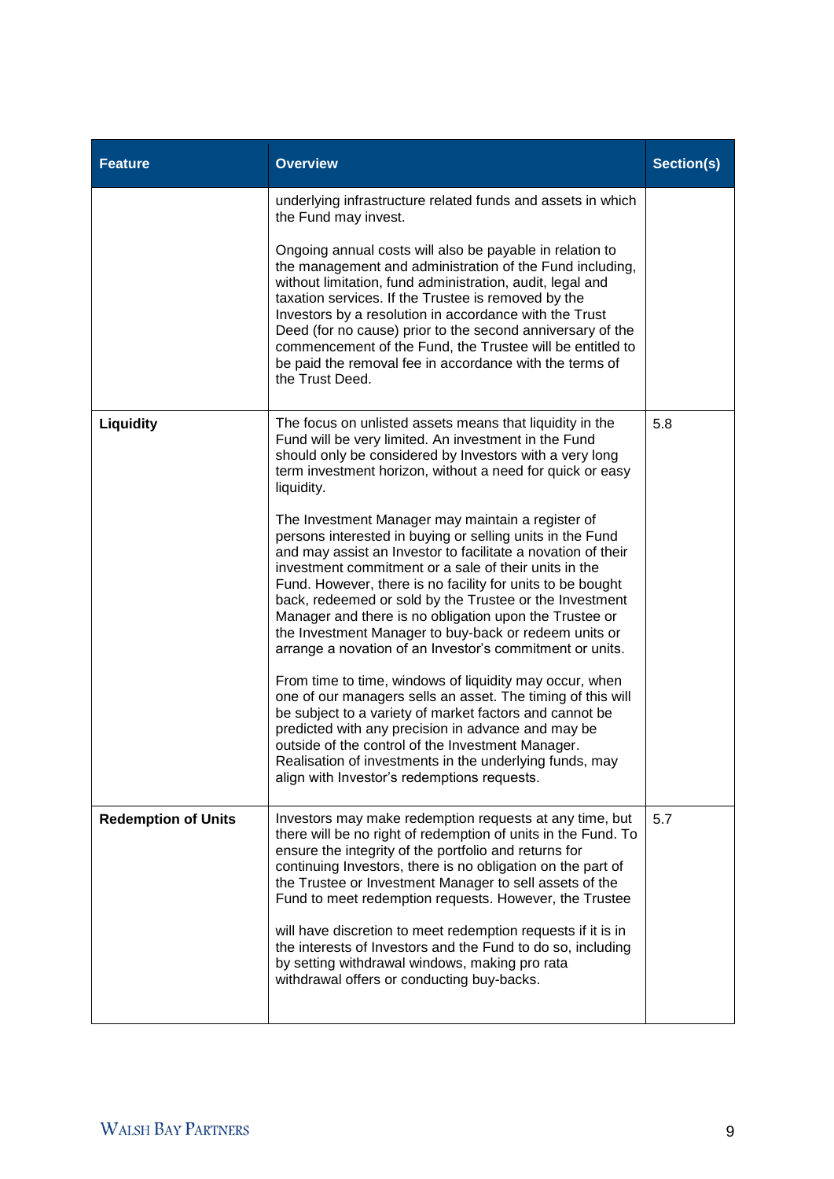| Feature | Overview | Section(s) |
| --- | --- | --- |
| | underlying infrastructure related funds and assets in which the Fund may invest.<br><br>Ongoing annual costs will also be payable in relation to the management and administration of the Fund including, without limitation, fund administration, audit, legal and taxation services. If the Trustee is removed by the Investors by a resolution in accordance with the Trust Deed (for no cause) prior to the second anniversary of the commencement of the Fund, the Trustee will be entitled to be paid the removal fee in accordance with the terms of the Trust Deed. | |
| **Liquidity** | The focus on unlisted assets means that liquidity in the Fund will be very limited. An investment in the Fund should only be considered by Investors with a very long term investment horizon, without a need for quick or easy liquidity.<br><br>The Investment Manager may maintain a register of persons interested in buying or selling units in the Fund and may assist an Investor to facilitate a novation of their investment commitment or a sale of their units in the Fund. However, there is no facility for units to be bought back, redeemed or sold by the Trustee or the Investment Manager and there is no obligation upon the Trustee or the Investment Manager to buy-back or redeem units or arrange a novation of an Investor's commitment or units.<br><br>From time to time, windows of liquidity may occur, when one of our managers sells an asset. The timing of this will be subject to a variety of market factors and cannot be predicted with any precision in advance and may be outside of the control of the Investment Manager. Realisation of investments in the underlying funds, may align with Investor's redemptions requests. | 5.8 |
| **Redemption of Units** | Investors may make redemption requests at any time, but there will be no right of redemption of units in the Fund. To ensure the integrity of the portfolio and returns for continuing Investors, there is no obligation on the part of the Trustee or Investment Manager to sell assets of the Fund to meet redemption requests. However, the Trustee will have discretion to meet redemption requests if it is in the interests of Investors and the Fund to do so, including by setting withdrawal windows, making pro rata withdrawal offers or conducting buy-backs. | 5.7 |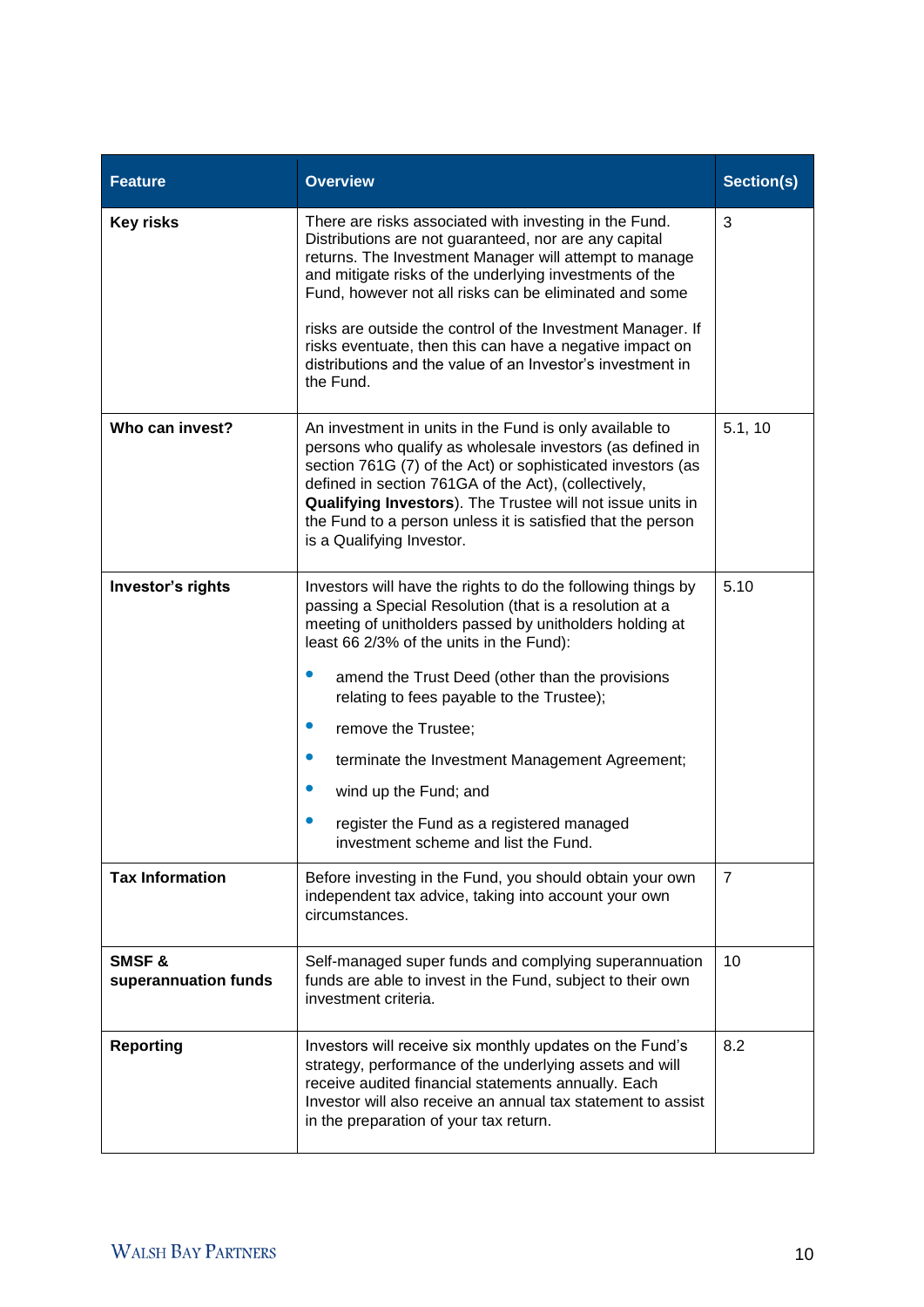| Feature | Overview | Section(s) |
| --- | --- | --- |
| **Key risks** | There are risks associated with investing in the Fund. Distributions are not guaranteed, nor are any capital returns. The Investment Manager will attempt to manage and mitigate risks of the underlying investments of the Fund, however not all risks can be eliminated and some risks are outside the control of the Investment Manager. If risks eventuate, then this can have a negative impact on distributions and the value of an Investor's investment in the Fund. | 3 |
| **Who can invest?** | An investment in units in the Fund is only available to persons who qualify as wholesale investors (as defined in section 761G (7) of the Act) or sophisticated investors (as defined in section 761GA of the Act), (collectively, **Qualifying Investors**). The Trustee will not issue units in the Fund to a person unless it is satisfied that the person is a Qualifying Investor. | 5.1, 10 |
| **Investor's rights** | Investors will have the rights to do the following things by passing a Special Resolution (that is a resolution at a meeting of unitholders passed by unitholders holding at least 66 2/3% of the units in the Fund):<br>• amend the Trust Deed (other than the provisions relating to fees payable to the Trustee);<br>• remove the Trustee;<br>• terminate the Investment Management Agreement;<br>• wind up the Fund; and<br>• register the Fund as a registered managed investment scheme and list the Fund. | 5.10 |
| **Tax Information** | Before investing in the Fund, you should obtain your own independent tax advice, taking into account your own circumstances. | 7 |
| **SMSF & superannuation funds** | Self-managed super funds and complying superannuation funds are able to invest in the Fund, subject to their own investment criteria. | 10 |
| **Reporting** | Investors will receive six monthly updates on the Fund's strategy, performance of the underlying assets and will receive audited financial statements annually. Each Investor will also receive an annual tax statement to assist in the preparation of your tax return. | 8.2 |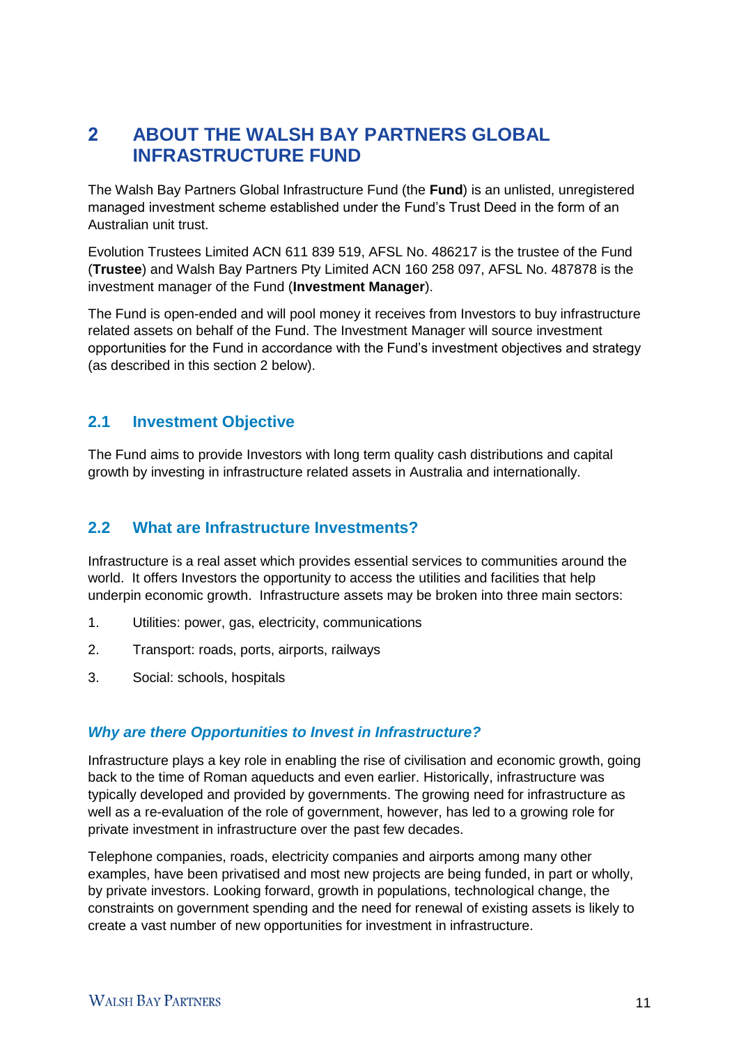# 2 ABOUT THE WALSH BAY PARTNERS GLOBAL INFRASTRUCTURE FUND

The Walsh Bay Partners Global Infrastructure Fund (the **Fund**) is an unlisted, unregistered managed investment scheme established under the Fund's Trust Deed in the form of an Australian unit trust.

Evolution Trustees Limited ACN 611 839 519, AFSL No. 486217 is the trustee of the Fund (**Trustee**) and Walsh Bay Partners Pty Limited ACN 160 258 097, AFSL No. 487878 is the investment manager of the Fund (**Investment Manager**).

The Fund is open-ended and will pool money it receives from Investors to buy infrastructure related assets on behalf of the Fund. The Investment Manager will source investment opportunities for the Fund in accordance with the Fund's investment objectives and strategy (as described in this section 2 below).

## 2.1 Investment Objective

The Fund aims to provide Investors with long term quality cash distributions and capital growth by investing in infrastructure related assets in Australia and internationally.

## 2.2 What are Infrastructure Investments?

Infrastructure is a real asset which provides essential services to communities around the world. It offers Investors the opportunity to access the utilities and facilities that help underpin economic growth. Infrastructure assets may be broken into three main sectors:

1. Utilities: power, gas, electricity, communications
2. Transport: roads, ports, airports, railways
3. Social: schools, hospitals

### *Why are there Opportunities to Invest in Infrastructure?*

Infrastructure plays a key role in enabling the rise of civilisation and economic growth, going back to the time of Roman aqueducts and even earlier. Historically, infrastructure was typically developed and provided by governments. The growing need for infrastructure as well as a re-evaluation of the role of government, however, has led to a growing role for private investment in infrastructure over the past few decades.

Telephone companies, roads, electricity companies and airports among many other examples, have been privatised and most new projects are being funded, in part or wholly, by private investors. Looking forward, growth in populations, technological change, the constraints on government spending and the need for renewal of existing assets is likely to create a vast number of new opportunities for investment in infrastructure.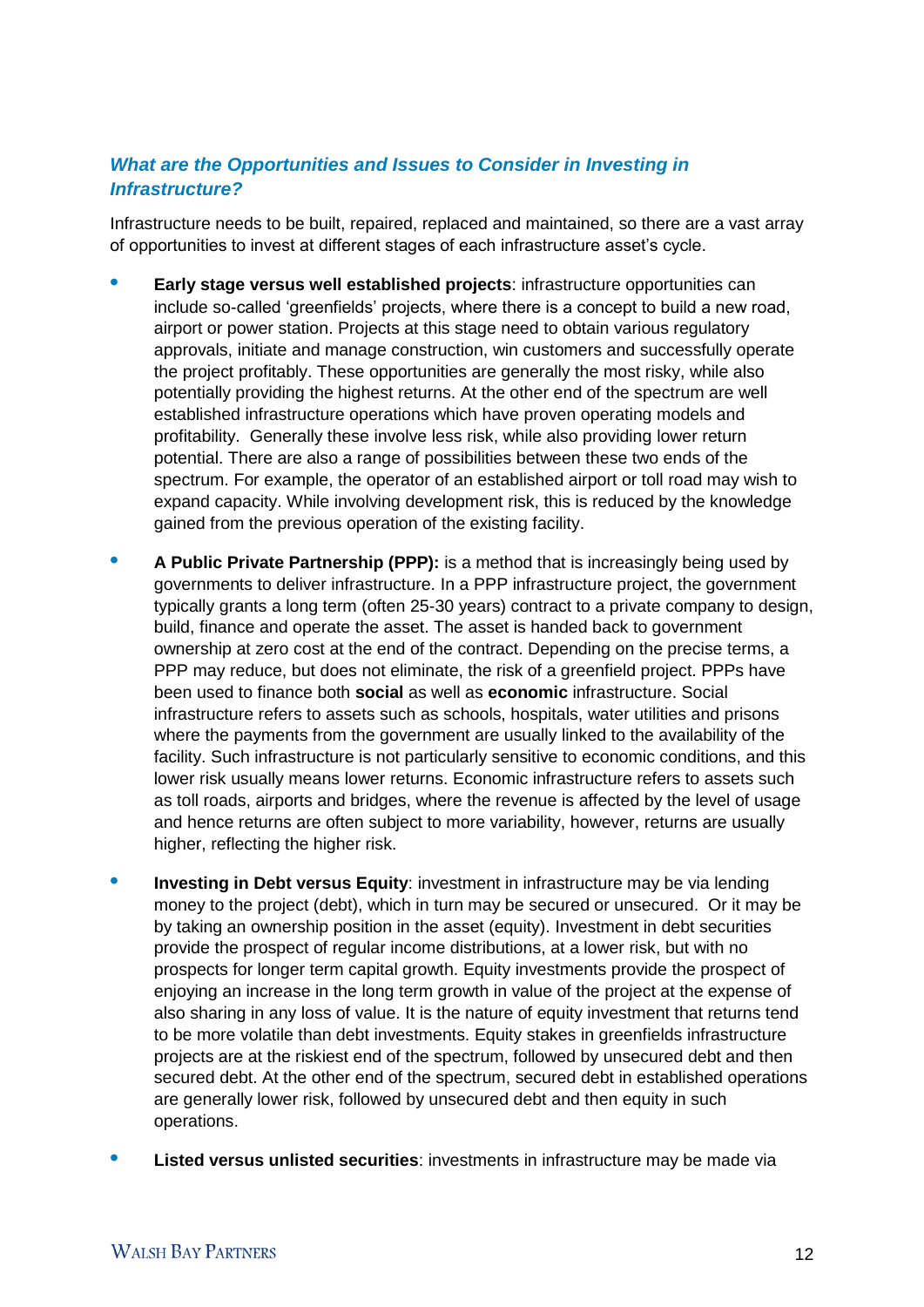### *What are the Opportunities and Issues to Consider in Investing in Infrastructure?*

Infrastructure needs to be built, repaired, replaced and maintained, so there are a vast array of opportunities to invest at different stages of each infrastructure asset's cycle.

- **Early stage versus well established projects**: infrastructure opportunities can include so-called 'greenfields' projects, where there is a concept to build a new road, airport or power station. Projects at this stage need to obtain various regulatory approvals, initiate and manage construction, win customers and successfully operate the project profitably. These opportunities are generally the most risky, while also potentially providing the highest returns. At the other end of the spectrum are well established infrastructure operations which have proven operating models and profitability. Generally these involve less risk, while also providing lower return potential. There are also a range of possibilities between these two ends of the spectrum. For example, the operator of an established airport or toll road may wish to expand capacity. While involving development risk, this is reduced by the knowledge gained from the previous operation of the existing facility.

- **A Public Private Partnership (PPP):** is a method that is increasingly being used by governments to deliver infrastructure. In a PPP infrastructure project, the government typically grants a long term (often 25-30 years) contract to a private company to design, build, finance and operate the asset. The asset is handed back to government ownership at zero cost at the end of the contract. Depending on the precise terms, a PPP may reduce, but does not eliminate, the risk of a greenfield project. PPPs have been used to finance both **social** as well as **economic** infrastructure. Social infrastructure refers to assets such as schools, hospitals, water utilities and prisons where the payments from the government are usually linked to the availability of the facility. Such infrastructure is not particularly sensitive to economic conditions, and this lower risk usually means lower returns. Economic infrastructure refers to assets such as toll roads, airports and bridges, where the revenue is affected by the level of usage and hence returns are often subject to more variability, however, returns are usually higher, reflecting the higher risk.

- **Investing in Debt versus Equity**: investment in infrastructure may be via lending money to the project (debt), which in turn may be secured or unsecured. Or it may be by taking an ownership position in the asset (equity). Investment in debt securities provide the prospect of regular income distributions, at a lower risk, but with no prospects for longer term capital growth. Equity investments provide the prospect of enjoying an increase in the long term growth in value of the project at the expense of also sharing in any loss of value. It is the nature of equity investment that returns tend to be more volatile than debt investments. Equity stakes in greenfields infrastructure projects are at the riskiest end of the spectrum, followed by unsecured debt and then secured debt. At the other end of the spectrum, secured debt in established operations are generally lower risk, followed by unsecured debt and then equity in such operations.

- **Listed versus unlisted securities**: investments in infrastructure may be made via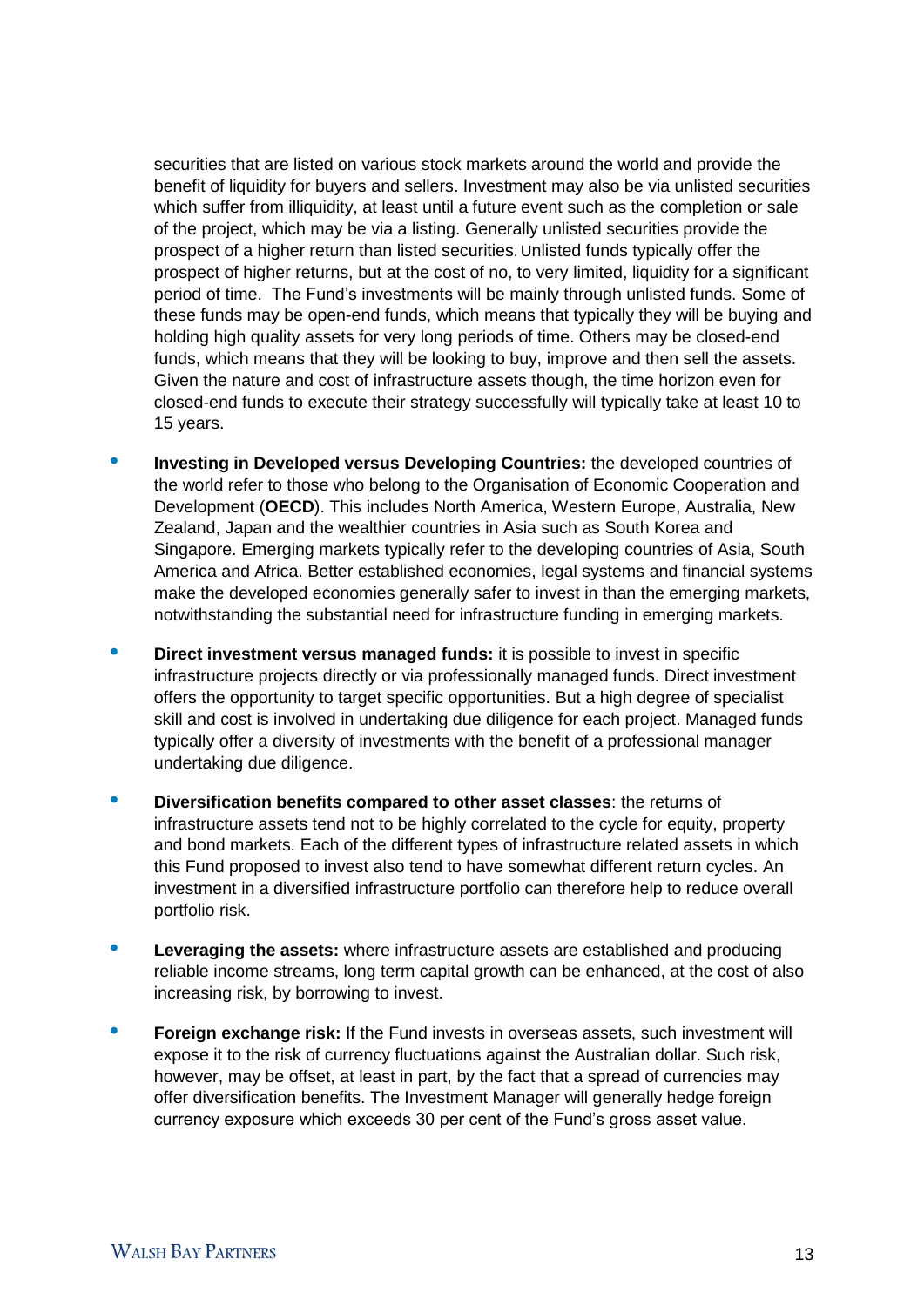securities that are listed on various stock markets around the world and provide the benefit of liquidity for buyers and sellers. Investment may also be via unlisted securities which suffer from illiquidity, at least until a future event such as the completion or sale of the project, which may be via a listing. Generally unlisted securities provide the prospect of a higher return than listed securities. Unlisted funds typically offer the prospect of higher returns, but at the cost of no, to very limited, liquidity for a significant period of time. The Fund's investments will be mainly through unlisted funds. Some of these funds may be open-end funds, which means that typically they will be buying and holding high quality assets for very long periods of time. Others may be closed-end funds, which means that they will be looking to buy, improve and then sell the assets. Given the nature and cost of infrastructure assets though, the time horizon even for closed-end funds to execute their strategy successfully will typically take at least 10 to 15 years.

- **Investing in Developed versus Developing Countries:** the developed countries of the world refer to those who belong to the Organisation of Economic Cooperation and Development (**OECD**). This includes North America, Western Europe, Australia, New Zealand, Japan and the wealthier countries in Asia such as South Korea and Singapore. Emerging markets typically refer to the developing countries of Asia, South America and Africa. Better established economies, legal systems and financial systems make the developed economies generally safer to invest in than the emerging markets, notwithstanding the substantial need for infrastructure funding in emerging markets.
- **Direct investment versus managed funds:** it is possible to invest in specific infrastructure projects directly or via professionally managed funds. Direct investment offers the opportunity to target specific opportunities. But a high degree of specialist skill and cost is involved in undertaking due diligence for each project. Managed funds typically offer a diversity of investments with the benefit of a professional manager undertaking due diligence.
- **Diversification benefits compared to other asset classes**: the returns of infrastructure assets tend not to be highly correlated to the cycle for equity, property and bond markets. Each of the different types of infrastructure related assets in which this Fund proposed to invest also tend to have somewhat different return cycles. An investment in a diversified infrastructure portfolio can therefore help to reduce overall portfolio risk.
- **Leveraging the assets:** where infrastructure assets are established and producing reliable income streams, long term capital growth can be enhanced, at the cost of also increasing risk, by borrowing to invest.
- **Foreign exchange risk:** If the Fund invests in overseas assets, such investment will expose it to the risk of currency fluctuations against the Australian dollar. Such risk, however, may be offset, at least in part, by the fact that a spread of currencies may offer diversification benefits. The Investment Manager will generally hedge foreign currency exposure which exceeds 30 per cent of the Fund's gross asset value.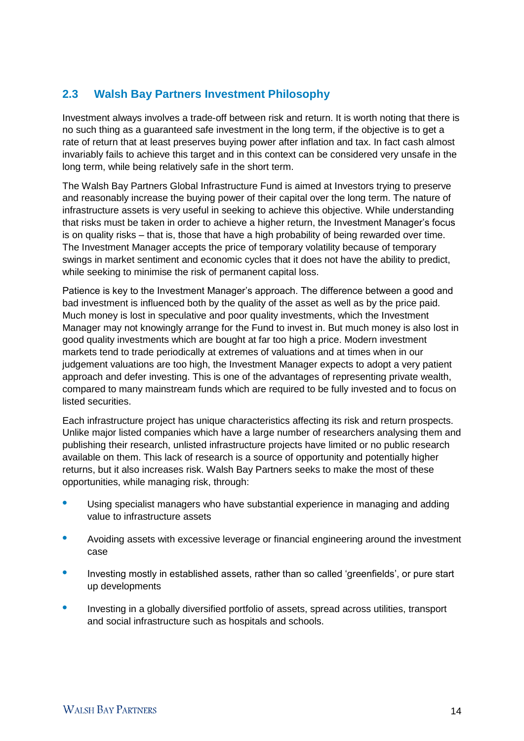## 2.3 Walsh Bay Partners Investment Philosophy

Investment always involves a trade-off between risk and return. It is worth noting that there is no such thing as a guaranteed safe investment in the long term, if the objective is to get a rate of return that at least preserves buying power after inflation and tax. In fact cash almost invariably fails to achieve this target and in this context can be considered very unsafe in the long term, while being relatively safe in the short term.

The Walsh Bay Partners Global Infrastructure Fund is aimed at Investors trying to preserve and reasonably increase the buying power of their capital over the long term. The nature of infrastructure assets is very useful in seeking to achieve this objective. While understanding that risks must be taken in order to achieve a higher return, the Investment Manager's focus is on quality risks – that is, those that have a high probability of being rewarded over time. The Investment Manager accepts the price of temporary volatility because of temporary swings in market sentiment and economic cycles that it does not have the ability to predict, while seeking to minimise the risk of permanent capital loss.

Patience is key to the Investment Manager's approach. The difference between a good and bad investment is influenced both by the quality of the asset as well as by the price paid. Much money is lost in speculative and poor quality investments, which the Investment Manager may not knowingly arrange for the Fund to invest in. But much money is also lost in good quality investments which are bought at far too high a price. Modern investment markets tend to trade periodically at extremes of valuations and at times when in our judgement valuations are too high, the Investment Manager expects to adopt a very patient approach and defer investing. This is one of the advantages of representing private wealth, compared to many mainstream funds which are required to be fully invested and to focus on listed securities.

Each infrastructure project has unique characteristics affecting its risk and return prospects. Unlike major listed companies which have a large number of researchers analysing them and publishing their research, unlisted infrastructure projects have limited or no public research available on them. This lack of research is a source of opportunity and potentially higher returns, but it also increases risk. Walsh Bay Partners seeks to make the most of these opportunities, while managing risk, through:

- Using specialist managers who have substantial experience in managing and adding value to infrastructure assets
- Avoiding assets with excessive leverage or financial engineering around the investment case
- Investing mostly in established assets, rather than so called 'greenfields', or pure start up developments
- Investing in a globally diversified portfolio of assets, spread across utilities, transport and social infrastructure such as hospitals and schools.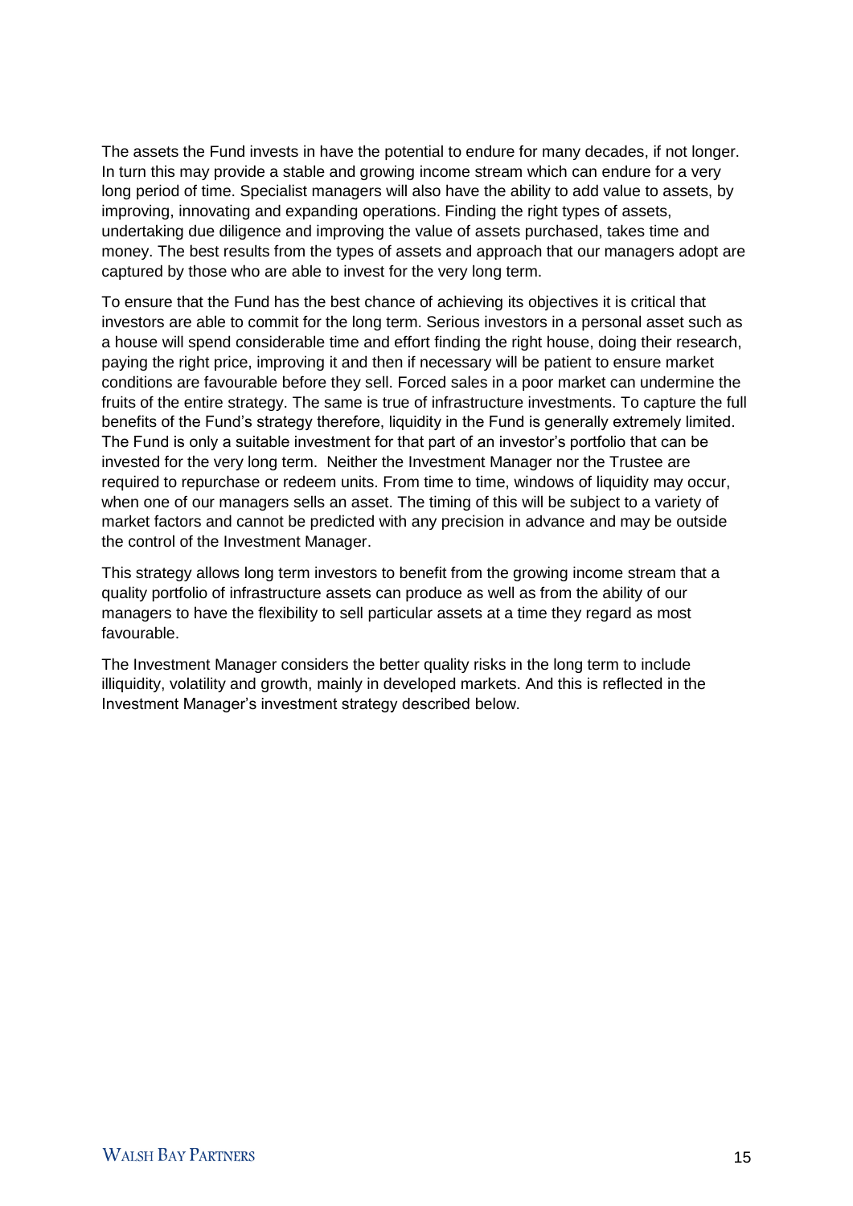The assets the Fund invests in have the potential to endure for many decades, if not longer. In turn this may provide a stable and growing income stream which can endure for a very long period of time. Specialist managers will also have the ability to add value to assets, by improving, innovating and expanding operations. Finding the right types of assets, undertaking due diligence and improving the value of assets purchased, takes time and money. The best results from the types of assets and approach that our managers adopt are captured by those who are able to invest for the very long term.

To ensure that the Fund has the best chance of achieving its objectives it is critical that investors are able to commit for the long term. Serious investors in a personal asset such as a house will spend considerable time and effort finding the right house, doing their research, paying the right price, improving it and then if necessary will be patient to ensure market conditions are favourable before they sell. Forced sales in a poor market can undermine the fruits of the entire strategy. The same is true of infrastructure investments. To capture the full benefits of the Fund's strategy therefore, liquidity in the Fund is generally extremely limited. The Fund is only a suitable investment for that part of an investor's portfolio that can be invested for the very long term. Neither the Investment Manager nor the Trustee are required to repurchase or redeem units. From time to time, windows of liquidity may occur, when one of our managers sells an asset. The timing of this will be subject to a variety of market factors and cannot be predicted with any precision in advance and may be outside the control of the Investment Manager.

This strategy allows long term investors to benefit from the growing income stream that a quality portfolio of infrastructure assets can produce as well as from the ability of our managers to have the flexibility to sell particular assets at a time they regard as most favourable.

The Investment Manager considers the better quality risks in the long term to include illiquidity, volatility and growth, mainly in developed markets. And this is reflected in the Investment Manager's investment strategy described below.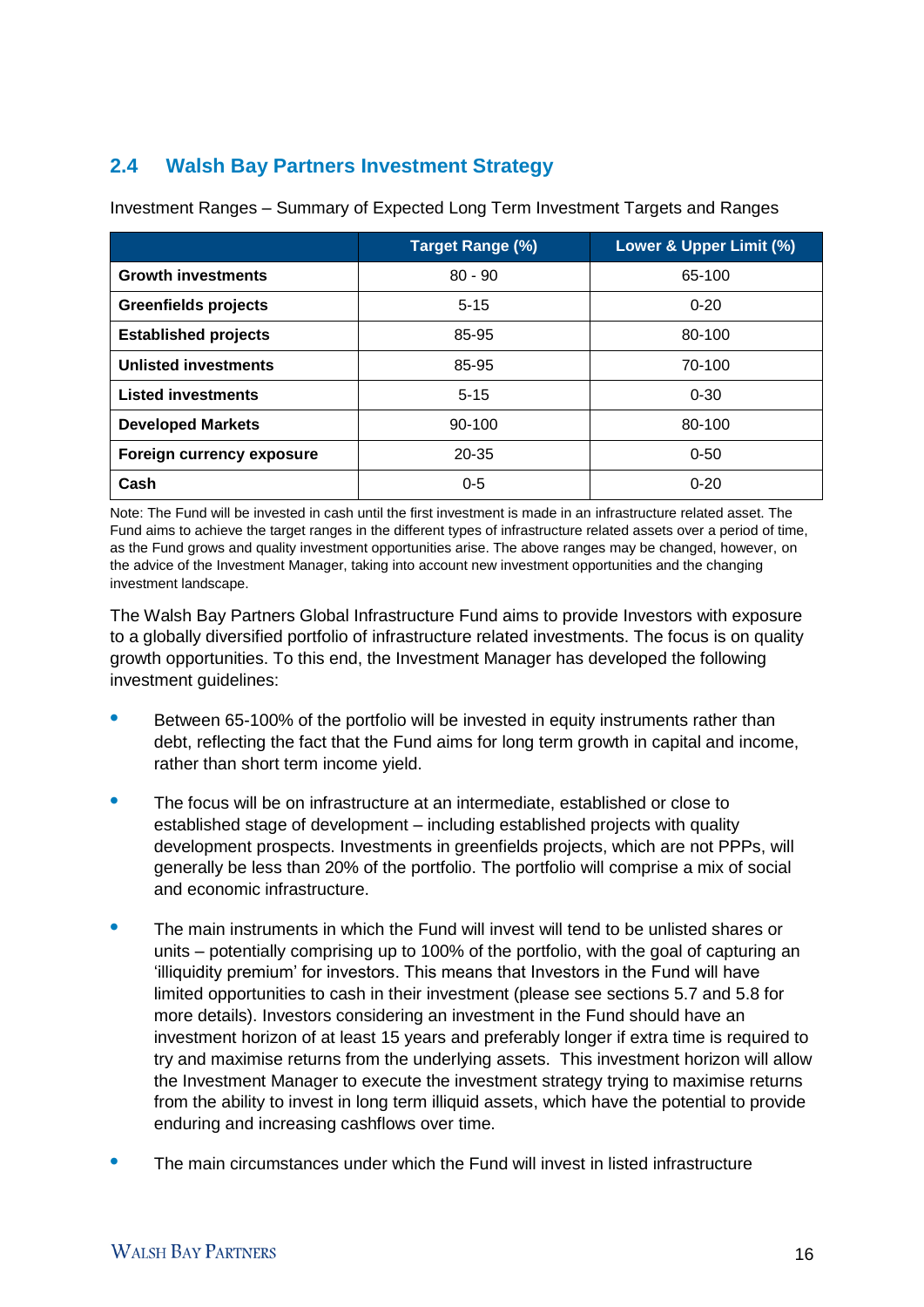## 2.4 Walsh Bay Partners Investment Strategy

Investment Ranges – Summary of Expected Long Term Investment Targets and Ranges

| | Target Range (%) | Lower & Upper Limit (%) |
|---|---|---|
| **Growth investments** | 80 - 90 | 65-100 |
| **Greenfields projects** | 5-15 | 0-20 |
| **Established projects** | 85-95 | 80-100 |
| **Unlisted investments** | 85-95 | 70-100 |
| **Listed investments** | 5-15 | 0-30 |
| **Developed Markets** | 90-100 | 80-100 |
| **Foreign currency exposure** | 20-35 | 0-50 |
| **Cash** | 0-5 | 0-20 |

Note: The Fund will be invested in cash until the first investment is made in an infrastructure related asset. The Fund aims to achieve the target ranges in the different types of infrastructure related assets over a period of time, as the Fund grows and quality investment opportunities arise. The above ranges may be changed, however, on the advice of the Investment Manager, taking into account new investment opportunities and the changing investment landscape.

The Walsh Bay Partners Global Infrastructure Fund aims to provide Investors with exposure to a globally diversified portfolio of infrastructure related investments. The focus is on quality growth opportunities. To this end, the Investment Manager has developed the following investment guidelines:

- Between 65-100% of the portfolio will be invested in equity instruments rather than debt, reflecting the fact that the Fund aims for long term growth in capital and income, rather than short term income yield.
- The focus will be on infrastructure at an intermediate, established or close to established stage of development – including established projects with quality development prospects. Investments in greenfields projects, which are not PPPs, will generally be less than 20% of the portfolio. The portfolio will comprise a mix of social and economic infrastructure.
- The main instruments in which the Fund will invest will tend to be unlisted shares or units – potentially comprising up to 100% of the portfolio, with the goal of capturing an 'illiquidity premium' for investors. This means that Investors in the Fund will have limited opportunities to cash in their investment (please see sections 5.7 and 5.8 for more details). Investors considering an investment in the Fund should have an investment horizon of at least 15 years and preferably longer if extra time is required to try and maximise returns from the underlying assets. This investment horizon will allow the Investment Manager to execute the investment strategy trying to maximise returns from the ability to invest in long term illiquid assets, which have the potential to provide enduring and increasing cashflows over time.
- The main circumstances under which the Fund will invest in listed infrastructure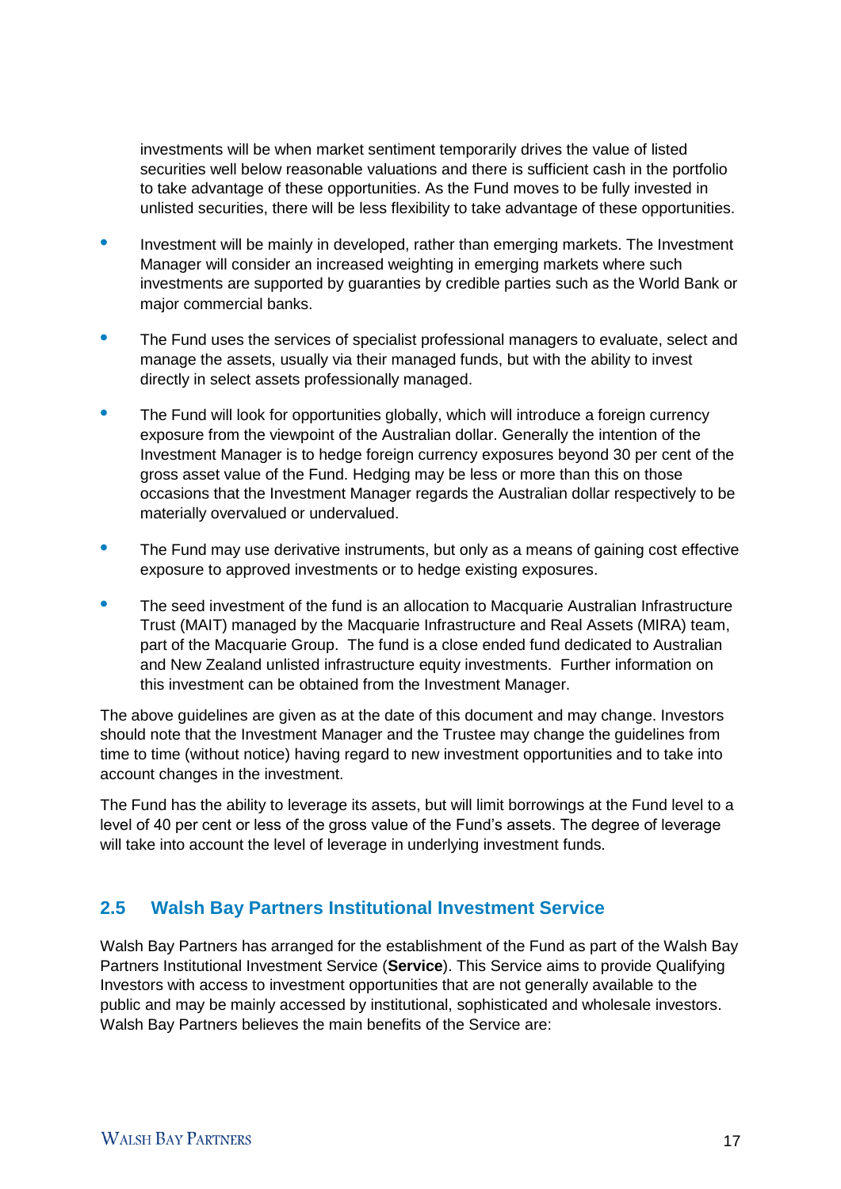investments will be when market sentiment temporarily drives the value of listed securities well below reasonable valuations and there is sufficient cash in the portfolio to take advantage of these opportunities. As the Fund moves to be fully invested in unlisted securities, there will be less flexibility to take advantage of these opportunities.

- Investment will be mainly in developed, rather than emerging markets. The Investment Manager will consider an increased weighting in emerging markets where such investments are supported by guaranties by credible parties such as the World Bank or major commercial banks.
- The Fund uses the services of specialist professional managers to evaluate, select and manage the assets, usually via their managed funds, but with the ability to invest directly in select assets professionally managed.
- The Fund will look for opportunities globally, which will introduce a foreign currency exposure from the viewpoint of the Australian dollar. Generally the intention of the Investment Manager is to hedge foreign currency exposures beyond 30 per cent of the gross asset value of the Fund. Hedging may be less or more than this on those occasions that the Investment Manager regards the Australian dollar respectively to be materially overvalued or undervalued.
- The Fund may use derivative instruments, but only as a means of gaining cost effective exposure to approved investments or to hedge existing exposures.
- The seed investment of the fund is an allocation to Macquarie Australian Infrastructure Trust (MAIT) managed by the Macquarie Infrastructure and Real Assets (MIRA) team, part of the Macquarie Group. The fund is a close ended fund dedicated to Australian and New Zealand unlisted infrastructure equity investments. Further information on this investment can be obtained from the Investment Manager.

The above guidelines are given as at the date of this document and may change. Investors should note that the Investment Manager and the Trustee may change the guidelines from time to time (without notice) having regard to new investment opportunities and to take into account changes in the investment.

The Fund has the ability to leverage its assets, but will limit borrowings at the Fund level to a level of 40 per cent or less of the gross value of the Fund's assets. The degree of leverage will take into account the level of leverage in underlying investment funds.

## 2.5 Walsh Bay Partners Institutional Investment Service

Walsh Bay Partners has arranged for the establishment of the Fund as part of the Walsh Bay Partners Institutional Investment Service (**Service**). This Service aims to provide Qualifying Investors with access to investment opportunities that are not generally available to the public and may be mainly accessed by institutional, sophisticated and wholesale investors. Walsh Bay Partners believes the main benefits of the Service are: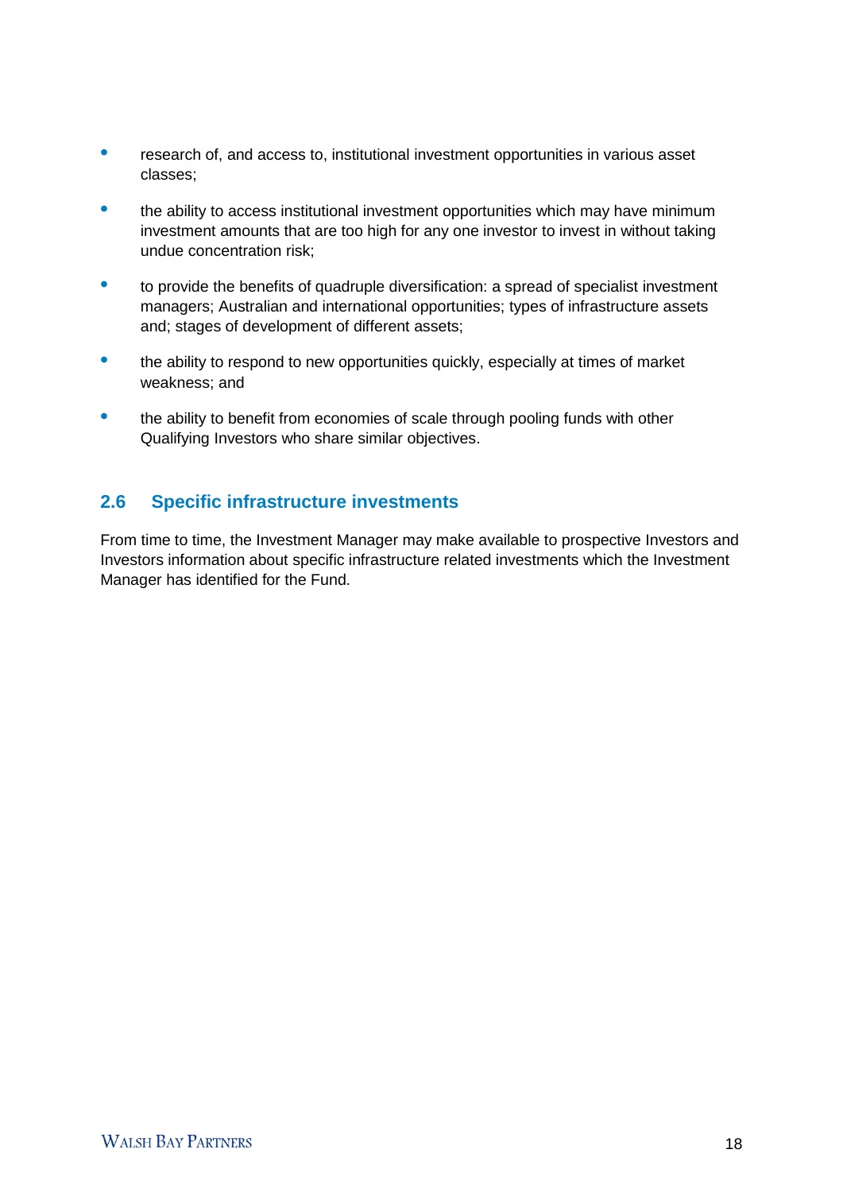- research of, and access to, institutional investment opportunities in various asset classes;
- the ability to access institutional investment opportunities which may have minimum investment amounts that are too high for any one investor to invest in without taking undue concentration risk;
- to provide the benefits of quadruple diversification: a spread of specialist investment managers; Australian and international opportunities; types of infrastructure assets and; stages of development of different assets;
- the ability to respond to new opportunities quickly, especially at times of market weakness; and
- the ability to benefit from economies of scale through pooling funds with other Qualifying Investors who share similar objectives.

## 2.6 Specific infrastructure investments

From time to time, the Investment Manager may make available to prospective Investors and Investors information about specific infrastructure related investments which the Investment Manager has identified for the Fund.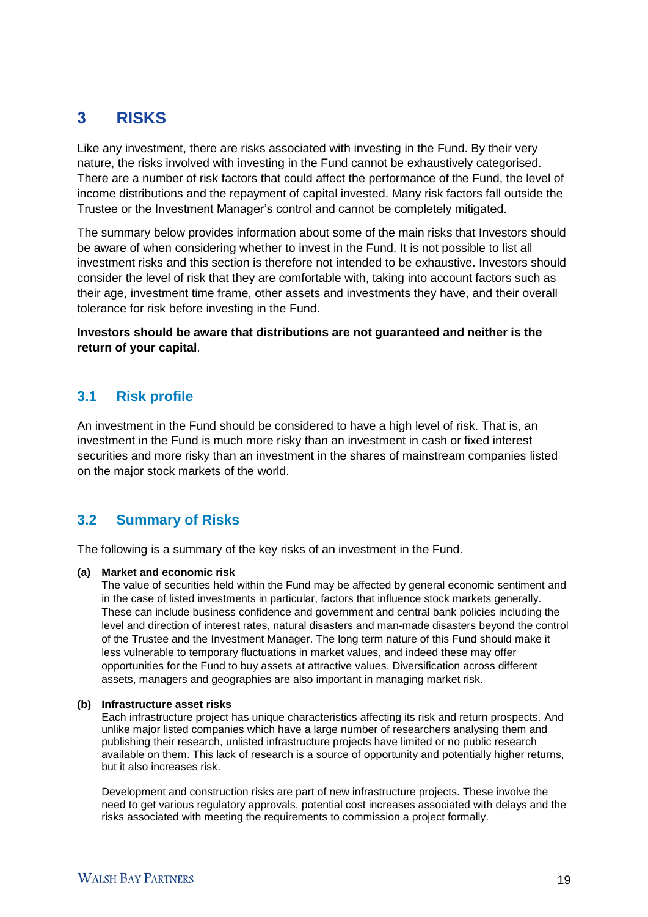# 3 RISKS

Like any investment, there are risks associated with investing in the Fund. By their very nature, the risks involved with investing in the Fund cannot be exhaustively categorised. There are a number of risk factors that could affect the performance of the Fund, the level of income distributions and the repayment of capital invested. Many risk factors fall outside the Trustee or the Investment Manager's control and cannot be completely mitigated.

The summary below provides information about some of the main risks that Investors should be aware of when considering whether to invest in the Fund. It is not possible to list all investment risks and this section is therefore not intended to be exhaustive. Investors should consider the level of risk that they are comfortable with, taking into account factors such as their age, investment time frame, other assets and investments they have, and their overall tolerance for risk before investing in the Fund.

**Investors should be aware that distributions are not guaranteed and neither is the return of your capital**.

## 3.1 Risk profile

An investment in the Fund should be considered to have a high level of risk. That is, an investment in the Fund is much more risky than an investment in cash or fixed interest securities and more risky than an investment in the shares of mainstream companies listed on the major stock markets of the world.

## 3.2 Summary of Risks

The following is a summary of the key risks of an investment in the Fund.

**(a) Market and economic risk**

The value of securities held within the Fund may be affected by general economic sentiment and in the case of listed investments in particular, factors that influence stock markets generally. These can include business confidence and government and central bank policies including the level and direction of interest rates, natural disasters and man-made disasters beyond the control of the Trustee and the Investment Manager. The long term nature of this Fund should make it less vulnerable to temporary fluctuations in market values, and indeed these may offer opportunities for the Fund to buy assets at attractive values. Diversification across different assets, managers and geographies are also important in managing market risk.

**(b) Infrastructure asset risks**

Each infrastructure project has unique characteristics affecting its risk and return prospects. And unlike major listed companies which have a large number of researchers analysing them and publishing their research, unlisted infrastructure projects have limited or no public research available on them. This lack of research is a source of opportunity and potentially higher returns, but it also increases risk.

Development and construction risks are part of new infrastructure projects. These involve the need to get various regulatory approvals, potential cost increases associated with delays and the risks associated with meeting the requirements to commission a project formally.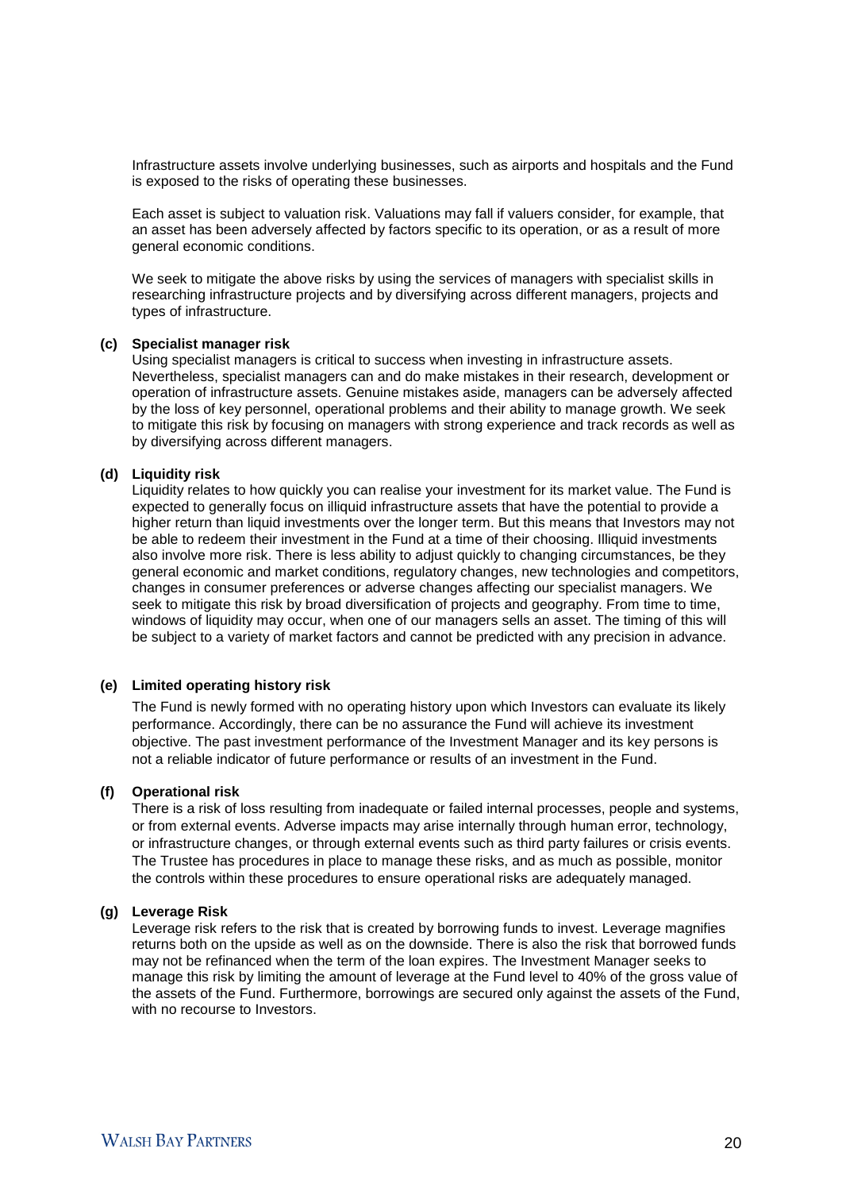Infrastructure assets involve underlying businesses, such as airports and hospitals and the Fund is exposed to the risks of operating these businesses.

Each asset is subject to valuation risk. Valuations may fall if valuers consider, for example, that an asset has been adversely affected by factors specific to its operation, or as a result of more general economic conditions.

We seek to mitigate the above risks by using the services of managers with specialist skills in researching infrastructure projects and by diversifying across different managers, projects and types of infrastructure.

**(c) Specialist manager risk**

Using specialist managers is critical to success when investing in infrastructure assets. Nevertheless, specialist managers can and do make mistakes in their research, development or operation of infrastructure assets. Genuine mistakes aside, managers can be adversely affected by the loss of key personnel, operational problems and their ability to manage growth. We seek to mitigate this risk by focusing on managers with strong experience and track records as well as by diversifying across different managers.

**(d) Liquidity risk**

Liquidity relates to how quickly you can realise your investment for its market value. The Fund is expected to generally focus on illiquid infrastructure assets that have the potential to provide a higher return than liquid investments over the longer term. But this means that Investors may not be able to redeem their investment in the Fund at a time of their choosing. Illiquid investments also involve more risk. There is less ability to adjust quickly to changing circumstances, be they general economic and market conditions, regulatory changes, new technologies and competitors, changes in consumer preferences or adverse changes affecting our specialist managers. We seek to mitigate this risk by broad diversification of projects and geography. From time to time, windows of liquidity may occur, when one of our managers sells an asset. The timing of this will be subject to a variety of market factors and cannot be predicted with any precision in advance.

**(e) Limited operating history risk**

The Fund is newly formed with no operating history upon which Investors can evaluate its likely performance. Accordingly, there can be no assurance the Fund will achieve its investment objective. The past investment performance of the Investment Manager and its key persons is not a reliable indicator of future performance or results of an investment in the Fund.

**(f) Operational risk**

There is a risk of loss resulting from inadequate or failed internal processes, people and systems, or from external events. Adverse impacts may arise internally through human error, technology, or infrastructure changes, or through external events such as third party failures or crisis events. The Trustee has procedures in place to manage these risks, and as much as possible, monitor the controls within these procedures to ensure operational risks are adequately managed.

**(g) Leverage Risk**

Leverage risk refers to the risk that is created by borrowing funds to invest. Leverage magnifies returns both on the upside as well as on the downside. There is also the risk that borrowed funds may not be refinanced when the term of the loan expires. The Investment Manager seeks to manage this risk by limiting the amount of leverage at the Fund level to 40% of the gross value of the assets of the Fund. Furthermore, borrowings are secured only against the assets of the Fund, with no recourse to Investors.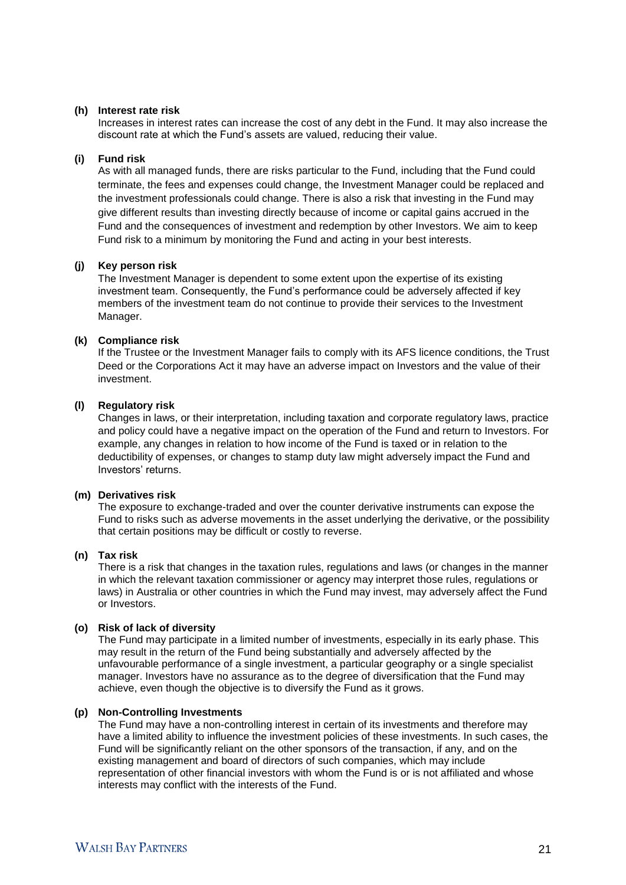**(h) Interest rate risk**

Increases in interest rates can increase the cost of any debt in the Fund. It may also increase the discount rate at which the Fund's assets are valued, reducing their value.

**(i) Fund risk**

As with all managed funds, there are risks particular to the Fund, including that the Fund could terminate, the fees and expenses could change, the Investment Manager could be replaced and the investment professionals could change. There is also a risk that investing in the Fund may give different results than investing directly because of income or capital gains accrued in the Fund and the consequences of investment and redemption by other Investors. We aim to keep Fund risk to a minimum by monitoring the Fund and acting in your best interests.

**(j) Key person risk**

The Investment Manager is dependent to some extent upon the expertise of its existing investment team. Consequently, the Fund's performance could be adversely affected if key members of the investment team do not continue to provide their services to the Investment Manager.

**(k) Compliance risk**

If the Trustee or the Investment Manager fails to comply with its AFS licence conditions, the Trust Deed or the Corporations Act it may have an adverse impact on Investors and the value of their investment.

**(l) Regulatory risk**

Changes in laws, or their interpretation, including taxation and corporate regulatory laws, practice and policy could have a negative impact on the operation of the Fund and return to Investors. For example, any changes in relation to how income of the Fund is taxed or in relation to the deductibility of expenses, or changes to stamp duty law might adversely impact the Fund and Investors' returns.

**(m) Derivatives risk**

The exposure to exchange-traded and over the counter derivative instruments can expose the Fund to risks such as adverse movements in the asset underlying the derivative, or the possibility that certain positions may be difficult or costly to reverse.

**(n) Tax risk**

There is a risk that changes in the taxation rules, regulations and laws (or changes in the manner in which the relevant taxation commissioner or agency may interpret those rules, regulations or laws) in Australia or other countries in which the Fund may invest, may adversely affect the Fund or Investors.

**(o) Risk of lack of diversity**

The Fund may participate in a limited number of investments, especially in its early phase. This may result in the return of the Fund being substantially and adversely affected by the unfavourable performance of a single investment, a particular geography or a single specialist manager. Investors have no assurance as to the degree of diversification that the Fund may achieve, even though the objective is to diversify the Fund as it grows.

**(p) Non-Controlling Investments**

The Fund may have a non-controlling interest in certain of its investments and therefore may have a limited ability to influence the investment policies of these investments. In such cases, the Fund will be significantly reliant on the other sponsors of the transaction, if any, and on the existing management and board of directors of such companies, which may include representation of other financial investors with whom the Fund is or is not affiliated and whose interests may conflict with the interests of the Fund.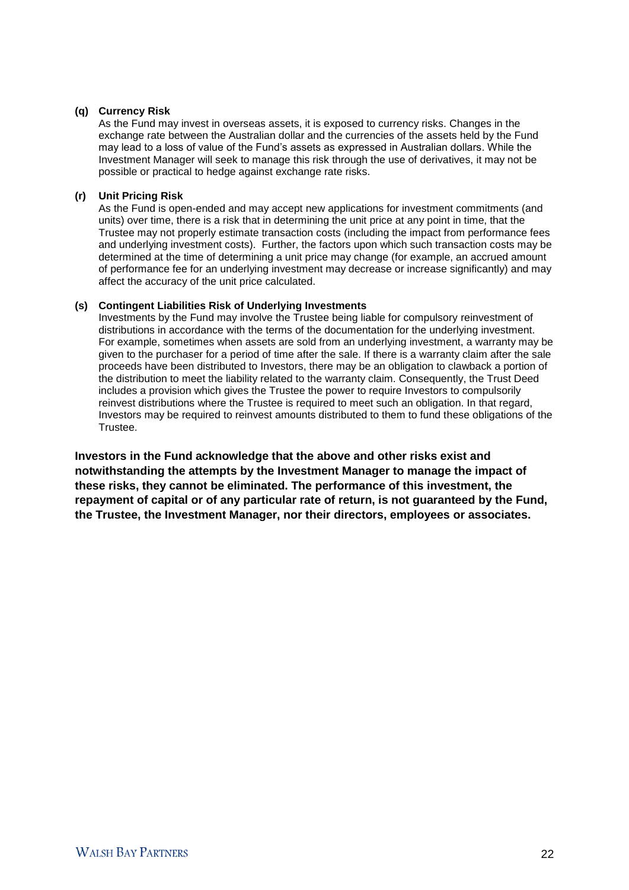**(q) Currency Risk**

As the Fund may invest in overseas assets, it is exposed to currency risks. Changes in the exchange rate between the Australian dollar and the currencies of the assets held by the Fund may lead to a loss of value of the Fund's assets as expressed in Australian dollars. While the Investment Manager will seek to manage this risk through the use of derivatives, it may not be possible or practical to hedge against exchange rate risks.

**(r) Unit Pricing Risk**

As the Fund is open-ended and may accept new applications for investment commitments (and units) over time, there is a risk that in determining the unit price at any point in time, that the Trustee may not properly estimate transaction costs (including the impact from performance fees and underlying investment costs). Further, the factors upon which such transaction costs may be determined at the time of determining a unit price may change (for example, an accrued amount of performance fee for an underlying investment may decrease or increase significantly) and may affect the accuracy of the unit price calculated.

**(s) Contingent Liabilities Risk of Underlying Investments**

Investments by the Fund may involve the Trustee being liable for compulsory reinvestment of distributions in accordance with the terms of the documentation for the underlying investment. For example, sometimes when assets are sold from an underlying investment, a warranty may be given to the purchaser for a period of time after the sale. If there is a warranty claim after the sale proceeds have been distributed to Investors, there may be an obligation to clawback a portion of the distribution to meet the liability related to the warranty claim. Consequently, the Trust Deed includes a provision which gives the Trustee the power to require Investors to compulsorily reinvest distributions where the Trustee is required to meet such an obligation. In that regard, Investors may be required to reinvest amounts distributed to them to fund these obligations of the Trustee.

**Investors in the Fund acknowledge that the above and other risks exist and notwithstanding the attempts by the Investment Manager to manage the impact of these risks, they cannot be eliminated. The performance of this investment, the repayment of capital or of any particular rate of return, is not guaranteed by the Fund, the Trustee, the Investment Manager, nor their directors, employees or associates.**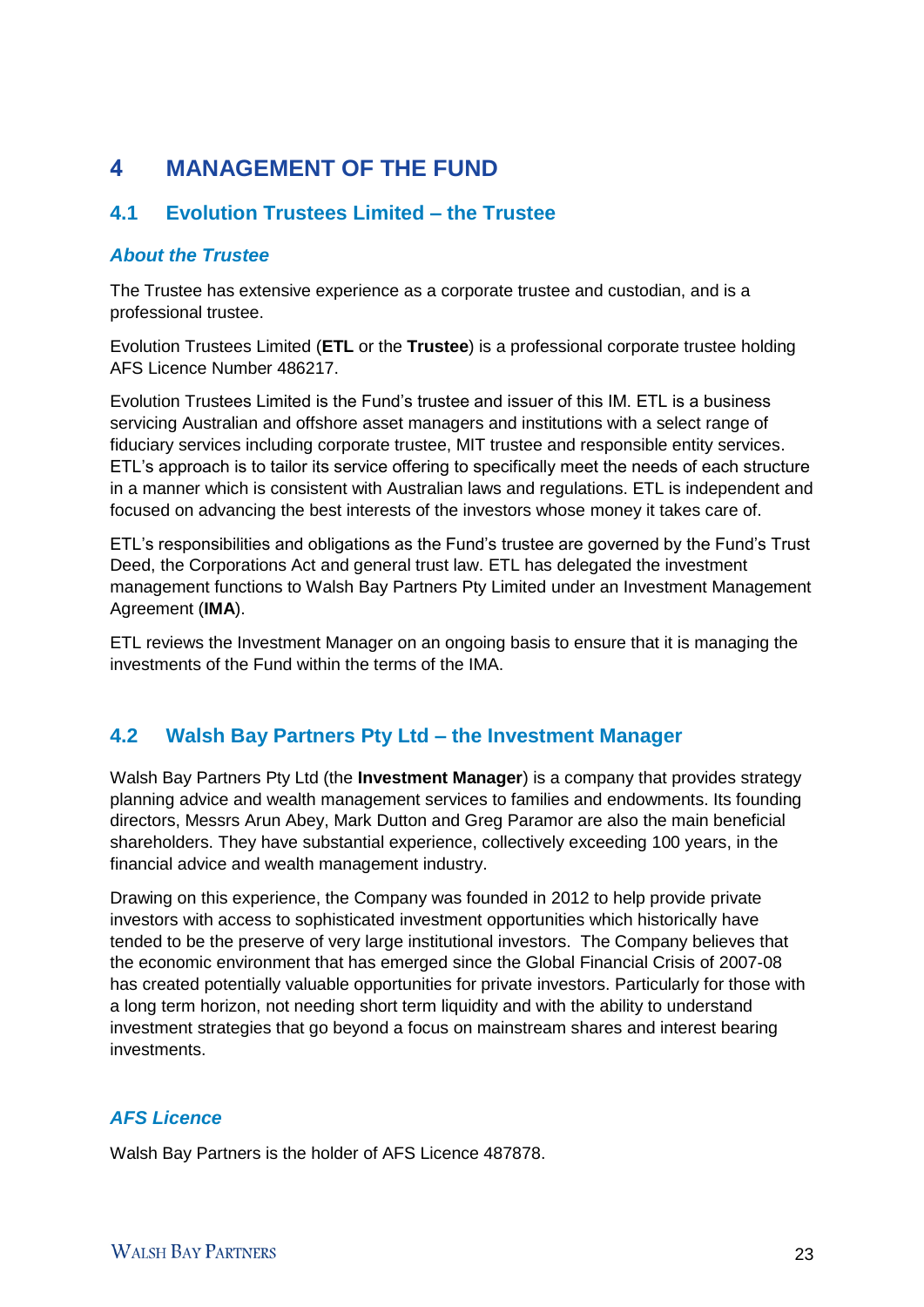# 4 MANAGEMENT OF THE FUND

## 4.1 Evolution Trustees Limited – the Trustee

### *About the Trustee*

The Trustee has extensive experience as a corporate trustee and custodian, and is a professional trustee.

Evolution Trustees Limited (**ETL** or the **Trustee**) is a professional corporate trustee holding AFS Licence Number 486217.

Evolution Trustees Limited is the Fund's trustee and issuer of this IM. ETL is a business servicing Australian and offshore asset managers and institutions with a select range of fiduciary services including corporate trustee, MIT trustee and responsible entity services. ETL's approach is to tailor its service offering to specifically meet the needs of each structure in a manner which is consistent with Australian laws and regulations. ETL is independent and focused on advancing the best interests of the investors whose money it takes care of.

ETL's responsibilities and obligations as the Fund's trustee are governed by the Fund's Trust Deed, the Corporations Act and general trust law. ETL has delegated the investment management functions to Walsh Bay Partners Pty Limited under an Investment Management Agreement (**IMA**).

ETL reviews the Investment Manager on an ongoing basis to ensure that it is managing the investments of the Fund within the terms of the IMA.

## 4.2 Walsh Bay Partners Pty Ltd – the Investment Manager

Walsh Bay Partners Pty Ltd (the **Investment Manager**) is a company that provides strategy planning advice and wealth management services to families and endowments. Its founding directors, Messrs Arun Abey, Mark Dutton and Greg Paramor are also the main beneficial shareholders. They have substantial experience, collectively exceeding 100 years, in the financial advice and wealth management industry.

Drawing on this experience, the Company was founded in 2012 to help provide private investors with access to sophisticated investment opportunities which historically have tended to be the preserve of very large institutional investors. The Company believes that the economic environment that has emerged since the Global Financial Crisis of 2007-08 has created potentially valuable opportunities for private investors. Particularly for those with a long term horizon, not needing short term liquidity and with the ability to understand investment strategies that go beyond a focus on mainstream shares and interest bearing investments.

### *AFS Licence*

Walsh Bay Partners is the holder of AFS Licence 487878.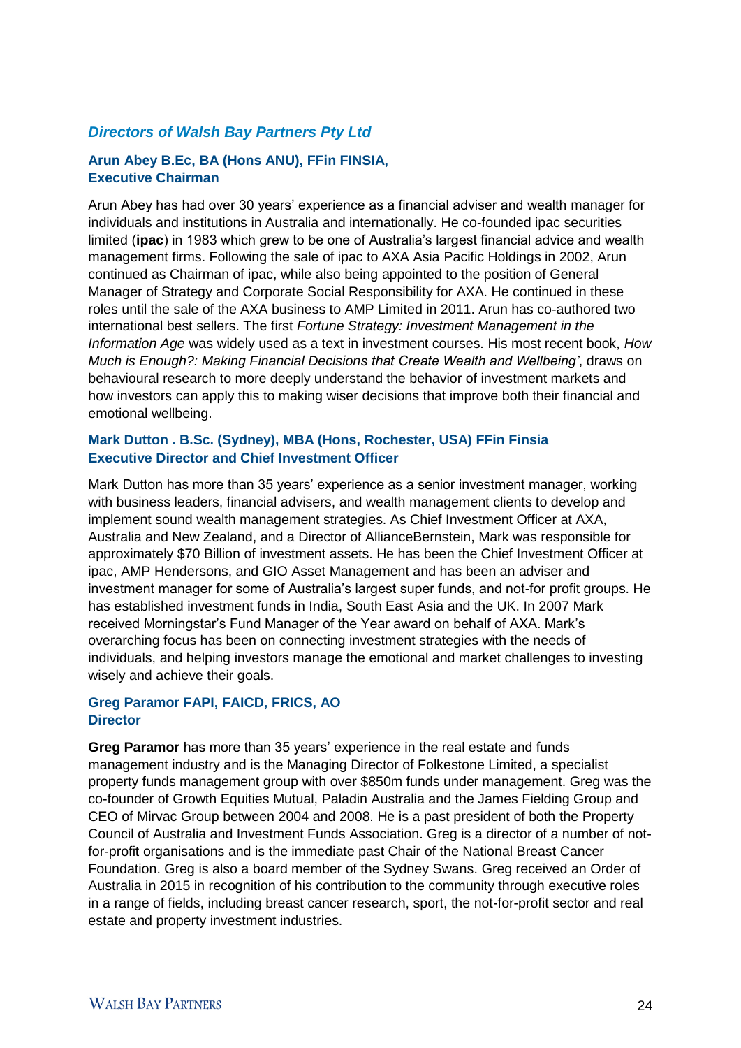## *Directors of Walsh Bay Partners Pty Ltd*

### Arun Abey B.Ec, BA (Hons ANU), FFin FINSIA, Executive Chairman

Arun Abey has had over 30 years' experience as a financial adviser and wealth manager for individuals and institutions in Australia and internationally. He co-founded ipac securities limited (**ipac**) in 1983 which grew to be one of Australia's largest financial advice and wealth management firms. Following the sale of ipac to AXA Asia Pacific Holdings in 2002, Arun continued as Chairman of ipac, while also being appointed to the position of General Manager of Strategy and Corporate Social Responsibility for AXA. He continued in these roles until the sale of the AXA business to AMP Limited in 2011. Arun has co-authored two international best sellers. The first *Fortune Strategy: Investment Management in the Information Age* was widely used as a text in investment courses. His most recent book, *How Much is Enough?: Making Financial Decisions that Create Wealth and Wellbeing'*, draws on behavioural research to more deeply understand the behavior of investment markets and how investors can apply this to making wiser decisions that improve both their financial and emotional wellbeing.

### Mark Dutton . B.Sc. (Sydney), MBA (Hons, Rochester, USA) FFin Finsia Executive Director and Chief Investment Officer

Mark Dutton has more than 35 years' experience as a senior investment manager, working with business leaders, financial advisers, and wealth management clients to develop and implement sound wealth management strategies. As Chief Investment Officer at AXA, Australia and New Zealand, and a Director of AllianceBernstein, Mark was responsible for approximately $70 Billion of investment assets. He has been the Chief Investment Officer at ipac, AMP Hendersons, and GIO Asset Management and has been an adviser and investment manager for some of Australia's largest super funds, and not-for profit groups. He has established investment funds in India, South East Asia and the UK. In 2007 Mark received Morningstar's Fund Manager of the Year award on behalf of AXA. Mark's overarching focus has been on connecting investment strategies with the needs of individuals, and helping investors manage the emotional and market challenges to investing wisely and achieve their goals.

### Greg Paramor FAPI, FAICD, FRICS, AO Director

**Greg Paramor** has more than 35 years' experience in the real estate and funds management industry and is the Managing Director of Folkestone Limited, a specialist property funds management group with over $850m funds under management. Greg was the co-founder of Growth Equities Mutual, Paladin Australia and the James Fielding Group and CEO of Mirvac Group between 2004 and 2008. He is a past president of both the Property Council of Australia and Investment Funds Association. Greg is a director of a number of not-for-profit organisations and is the immediate past Chair of the National Breast Cancer Foundation. Greg is also a board member of the Sydney Swans. Greg received an Order of Australia in 2015 in recognition of his contribution to the community through executive roles in a range of fields, including breast cancer research, sport, the not-for-profit sector and real estate and property investment industries.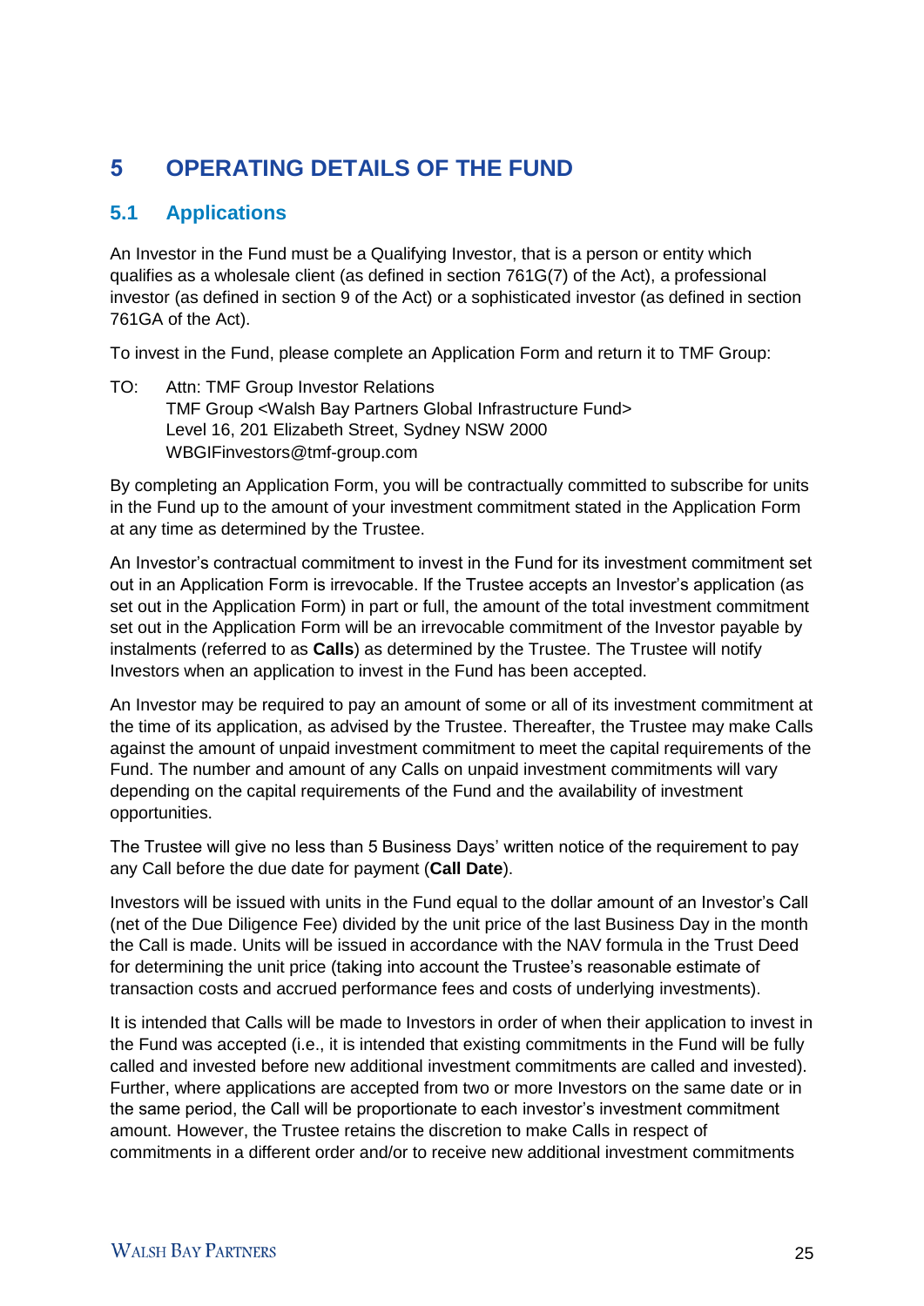# 5 OPERATING DETAILS OF THE FUND

## 5.1 Applications

An Investor in the Fund must be a Qualifying Investor, that is a person or entity which qualifies as a wholesale client (as defined in section 761G(7) of the Act), a professional investor (as defined in section 9 of the Act) or a sophisticated investor (as defined in section 761GA of the Act).

To invest in the Fund, please complete an Application Form and return it to TMF Group:

TO: Attn: TMF Group Investor Relations
TMF Group <Walsh Bay Partners Global Infrastructure Fund>
Level 16, 201 Elizabeth Street, Sydney NSW 2000
WBGIFinvestors@tmf-group.com

By completing an Application Form, you will be contractually committed to subscribe for units in the Fund up to the amount of your investment commitment stated in the Application Form at any time as determined by the Trustee.

An Investor's contractual commitment to invest in the Fund for its investment commitment set out in an Application Form is irrevocable. If the Trustee accepts an Investor's application (as set out in the Application Form) in part or full, the amount of the total investment commitment set out in the Application Form will be an irrevocable commitment of the Investor payable by instalments (referred to as **Calls**) as determined by the Trustee. The Trustee will notify Investors when an application to invest in the Fund has been accepted.

An Investor may be required to pay an amount of some or all of its investment commitment at the time of its application, as advised by the Trustee. Thereafter, the Trustee may make Calls against the amount of unpaid investment commitment to meet the capital requirements of the Fund. The number and amount of any Calls on unpaid investment commitments will vary depending on the capital requirements of the Fund and the availability of investment opportunities.

The Trustee will give no less than 5 Business Days' written notice of the requirement to pay any Call before the due date for payment (**Call Date**).

Investors will be issued with units in the Fund equal to the dollar amount of an Investor's Call (net of the Due Diligence Fee) divided by the unit price of the last Business Day in the month the Call is made. Units will be issued in accordance with the NAV formula in the Trust Deed for determining the unit price (taking into account the Trustee's reasonable estimate of transaction costs and accrued performance fees and costs of underlying investments).

It is intended that Calls will be made to Investors in order of when their application to invest in the Fund was accepted (i.e., it is intended that existing commitments in the Fund will be fully called and invested before new additional investment commitments are called and invested). Further, where applications are accepted from two or more Investors on the same date or in the same period, the Call will be proportionate to each investor's investment commitment amount. However, the Trustee retains the discretion to make Calls in respect of commitments in a different order and/or to receive new additional investment commitments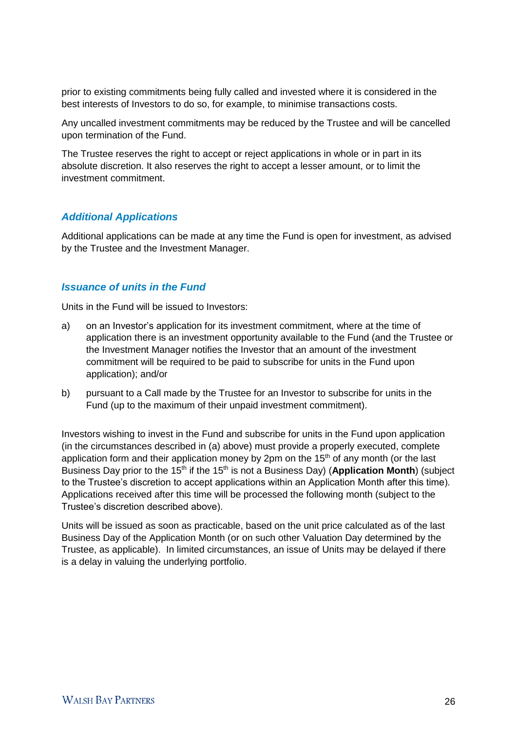prior to existing commitments being fully called and invested where it is considered in the best interests of Investors to do so, for example, to minimise transactions costs.

Any uncalled investment commitments may be reduced by the Trustee and will be cancelled upon termination of the Fund.

The Trustee reserves the right to accept or reject applications in whole or in part in its absolute discretion. It also reserves the right to accept a lesser amount, or to limit the investment commitment.

### *Additional Applications*

Additional applications can be made at any time the Fund is open for investment, as advised by the Trustee and the Investment Manager.

### *Issuance of units in the Fund*

Units in the Fund will be issued to Investors:

a) on an Investor's application for its investment commitment, where at the time of application there is an investment opportunity available to the Fund (and the Trustee or the Investment Manager notifies the Investor that an amount of the investment commitment will be required to be paid to subscribe for units in the Fund upon application); and/or

b) pursuant to a Call made by the Trustee for an Investor to subscribe for units in the Fund (up to the maximum of their unpaid investment commitment).

Investors wishing to invest in the Fund and subscribe for units in the Fund upon application (in the circumstances described in (a) above) must provide a properly executed, complete application form and their application money by 2pm on the 15th of any month (or the last Business Day prior to the 15th if the 15th is not a Business Day) (**Application Month**) (subject to the Trustee's discretion to accept applications within an Application Month after this time). Applications received after this time will be processed the following month (subject to the Trustee's discretion described above).

Units will be issued as soon as practicable, based on the unit price calculated as of the last Business Day of the Application Month (or on such other Valuation Day determined by the Trustee, as applicable). In limited circumstances, an issue of Units may be delayed if there is a delay in valuing the underlying portfolio.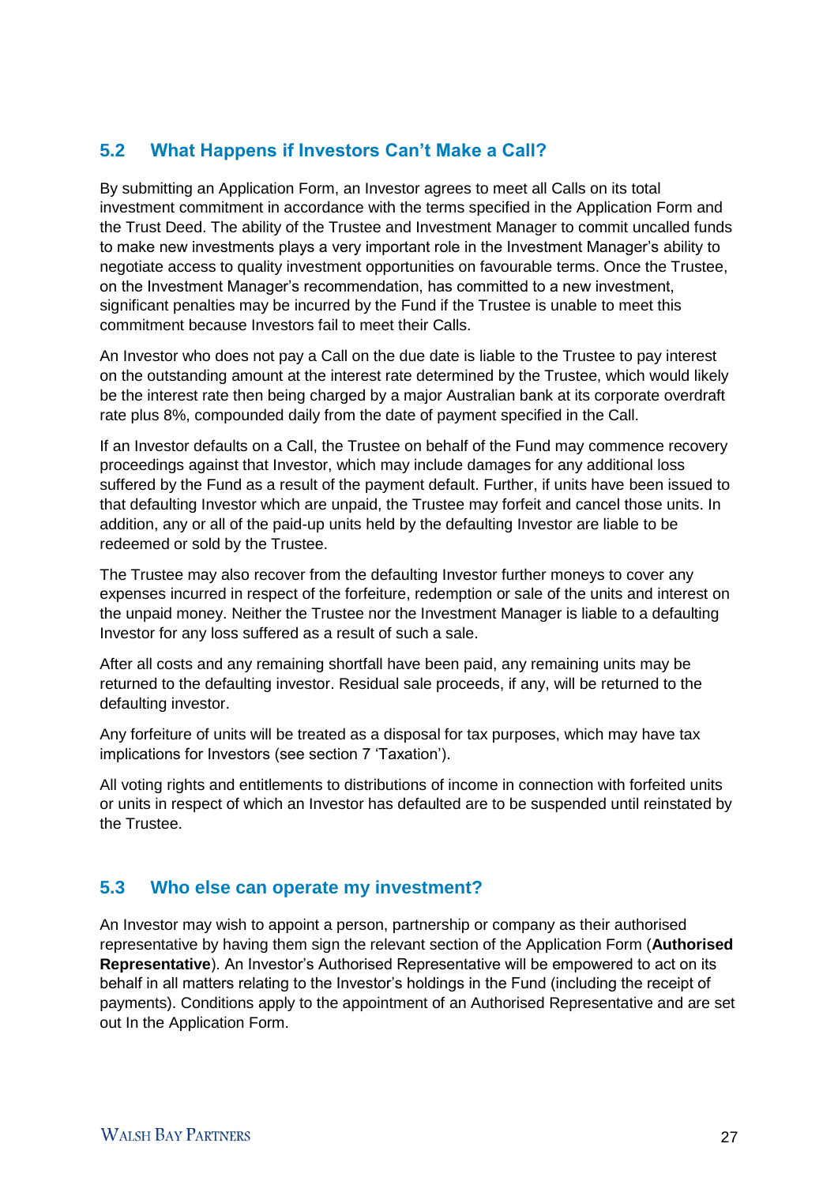## 5.2 What Happens if Investors Can't Make a Call?

By submitting an Application Form, an Investor agrees to meet all Calls on its total investment commitment in accordance with the terms specified in the Application Form and the Trust Deed. The ability of the Trustee and Investment Manager to commit uncalled funds to make new investments plays a very important role in the Investment Manager's ability to negotiate access to quality investment opportunities on favourable terms. Once the Trustee, on the Investment Manager's recommendation, has committed to a new investment, significant penalties may be incurred by the Fund if the Trustee is unable to meet this commitment because Investors fail to meet their Calls.

An Investor who does not pay a Call on the due date is liable to the Trustee to pay interest on the outstanding amount at the interest rate determined by the Trustee, which would likely be the interest rate then being charged by a major Australian bank at its corporate overdraft rate plus 8%, compounded daily from the date of payment specified in the Call.

If an Investor defaults on a Call, the Trustee on behalf of the Fund may commence recovery proceedings against that Investor, which may include damages for any additional loss suffered by the Fund as a result of the payment default. Further, if units have been issued to that defaulting Investor which are unpaid, the Trustee may forfeit and cancel those units. In addition, any or all of the paid-up units held by the defaulting Investor are liable to be redeemed or sold by the Trustee.

The Trustee may also recover from the defaulting Investor further moneys to cover any expenses incurred in respect of the forfeiture, redemption or sale of the units and interest on the unpaid money. Neither the Trustee nor the Investment Manager is liable to a defaulting Investor for any loss suffered as a result of such a sale.

After all costs and any remaining shortfall have been paid, any remaining units may be returned to the defaulting investor. Residual sale proceeds, if any, will be returned to the defaulting investor.

Any forfeiture of units will be treated as a disposal for tax purposes, which may have tax implications for Investors (see section 7 'Taxation').

All voting rights and entitlements to distributions of income in connection with forfeited units or units in respect of which an Investor has defaulted are to be suspended until reinstated by the Trustee.

## 5.3 Who else can operate my investment?

An Investor may wish to appoint a person, partnership or company as their authorised representative by having them sign the relevant section of the Application Form (**Authorised Representative**). An Investor's Authorised Representative will be empowered to act on its behalf in all matters relating to the Investor's holdings in the Fund (including the receipt of payments). Conditions apply to the appointment of an Authorised Representative and are set out In the Application Form.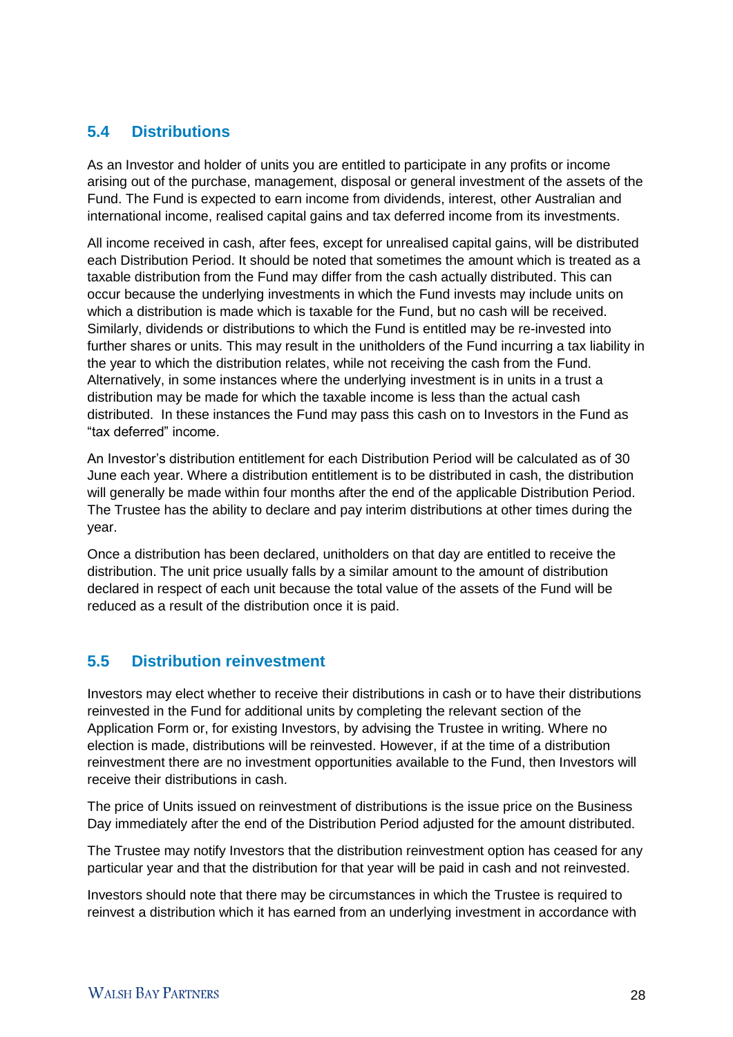## 5.4 Distributions

As an Investor and holder of units you are entitled to participate in any profits or income arising out of the purchase, management, disposal or general investment of the assets of the Fund. The Fund is expected to earn income from dividends, interest, other Australian and international income, realised capital gains and tax deferred income from its investments.

All income received in cash, after fees, except for unrealised capital gains, will be distributed each Distribution Period. It should be noted that sometimes the amount which is treated as a taxable distribution from the Fund may differ from the cash actually distributed. This can occur because the underlying investments in which the Fund invests may include units on which a distribution is made which is taxable for the Fund, but no cash will be received. Similarly, dividends or distributions to which the Fund is entitled may be re-invested into further shares or units. This may result in the unitholders of the Fund incurring a tax liability in the year to which the distribution relates, while not receiving the cash from the Fund. Alternatively, in some instances where the underlying investment is in units in a trust a distribution may be made for which the taxable income is less than the actual cash distributed. In these instances the Fund may pass this cash on to Investors in the Fund as "tax deferred" income.

An Investor's distribution entitlement for each Distribution Period will be calculated as of 30 June each year. Where a distribution entitlement is to be distributed in cash, the distribution will generally be made within four months after the end of the applicable Distribution Period. The Trustee has the ability to declare and pay interim distributions at other times during the year.

Once a distribution has been declared, unitholders on that day are entitled to receive the distribution. The unit price usually falls by a similar amount to the amount of distribution declared in respect of each unit because the total value of the assets of the Fund will be reduced as a result of the distribution once it is paid.

## 5.5 Distribution reinvestment

Investors may elect whether to receive their distributions in cash or to have their distributions reinvested in the Fund for additional units by completing the relevant section of the Application Form or, for existing Investors, by advising the Trustee in writing. Where no election is made, distributions will be reinvested. However, if at the time of a distribution reinvestment there are no investment opportunities available to the Fund, then Investors will receive their distributions in cash.

The price of Units issued on reinvestment of distributions is the issue price on the Business Day immediately after the end of the Distribution Period adjusted for the amount distributed.

The Trustee may notify Investors that the distribution reinvestment option has ceased for any particular year and that the distribution for that year will be paid in cash and not reinvested.

Investors should note that there may be circumstances in which the Trustee is required to reinvest a distribution which it has earned from an underlying investment in accordance with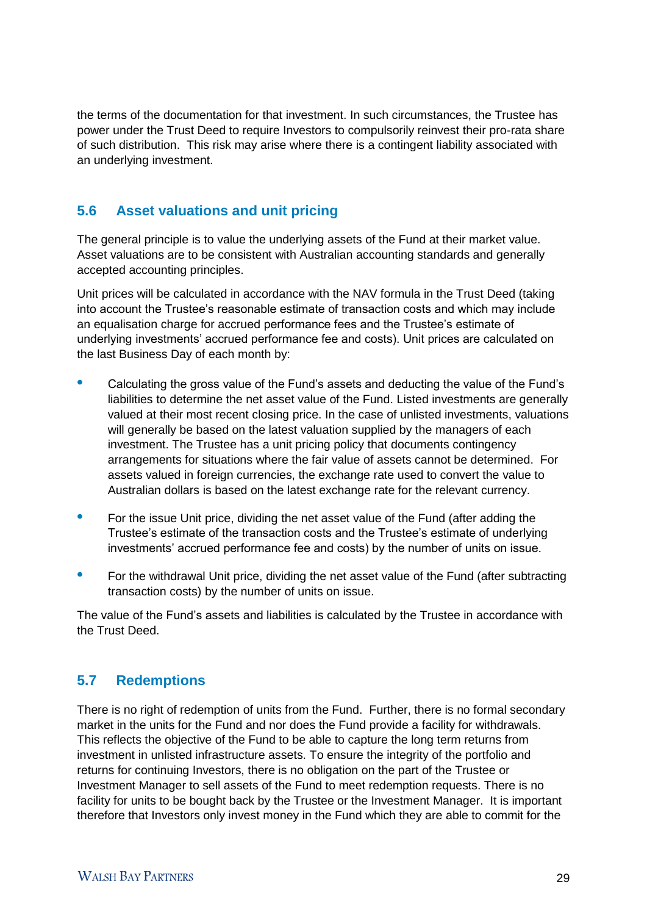the terms of the documentation for that investment. In such circumstances, the Trustee has power under the Trust Deed to require Investors to compulsorily reinvest their pro-rata share of such distribution. This risk may arise where there is a contingent liability associated with an underlying investment.

## 5.6 Asset valuations and unit pricing

The general principle is to value the underlying assets of the Fund at their market value. Asset valuations are to be consistent with Australian accounting standards and generally accepted accounting principles.

Unit prices will be calculated in accordance with the NAV formula in the Trust Deed (taking into account the Trustee's reasonable estimate of transaction costs and which may include an equalisation charge for accrued performance fees and the Trustee's estimate of underlying investments' accrued performance fee and costs). Unit prices are calculated on the last Business Day of each month by:

- Calculating the gross value of the Fund's assets and deducting the value of the Fund's liabilities to determine the net asset value of the Fund. Listed investments are generally valued at their most recent closing price. In the case of unlisted investments, valuations will generally be based on the latest valuation supplied by the managers of each investment. The Trustee has a unit pricing policy that documents contingency arrangements for situations where the fair value of assets cannot be determined. For assets valued in foreign currencies, the exchange rate used to convert the value to Australian dollars is based on the latest exchange rate for the relevant currency.
- For the issue Unit price, dividing the net asset value of the Fund (after adding the Trustee's estimate of the transaction costs and the Trustee's estimate of underlying investments' accrued performance fee and costs) by the number of units on issue.
- For the withdrawal Unit price, dividing the net asset value of the Fund (after subtracting transaction costs) by the number of units on issue.

The value of the Fund's assets and liabilities is calculated by the Trustee in accordance with the Trust Deed.

## 5.7 Redemptions

There is no right of redemption of units from the Fund. Further, there is no formal secondary market in the units for the Fund and nor does the Fund provide a facility for withdrawals. This reflects the objective of the Fund to be able to capture the long term returns from investment in unlisted infrastructure assets. To ensure the integrity of the portfolio and returns for continuing Investors, there is no obligation on the part of the Trustee or Investment Manager to sell assets of the Fund to meet redemption requests. There is no facility for units to be bought back by the Trustee or the Investment Manager. It is important therefore that Investors only invest money in the Fund which they are able to commit for the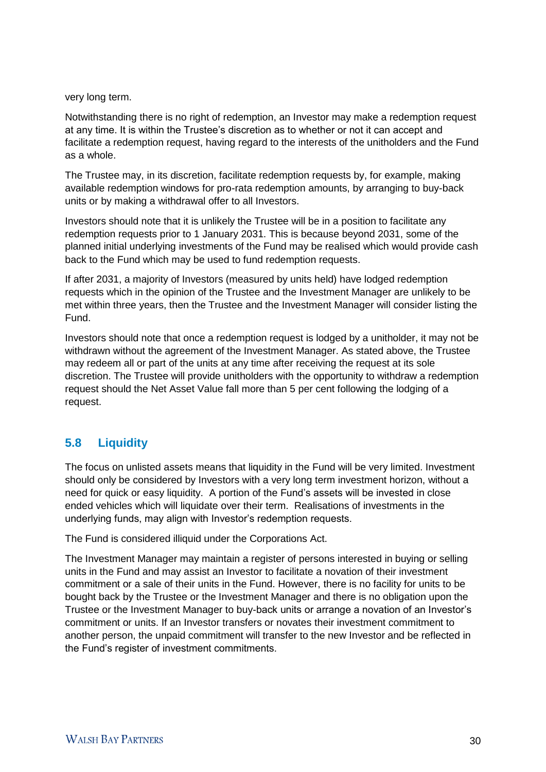very long term.

Notwithstanding there is no right of redemption, an Investor may make a redemption request at any time. It is within the Trustee's discretion as to whether or not it can accept and facilitate a redemption request, having regard to the interests of the unitholders and the Fund as a whole.

The Trustee may, in its discretion, facilitate redemption requests by, for example, making available redemption windows for pro-rata redemption amounts, by arranging to buy-back units or by making a withdrawal offer to all Investors.

Investors should note that it is unlikely the Trustee will be in a position to facilitate any redemption requests prior to 1 January 2031. This is because beyond 2031, some of the planned initial underlying investments of the Fund may be realised which would provide cash back to the Fund which may be used to fund redemption requests.

If after 2031, a majority of Investors (measured by units held) have lodged redemption requests which in the opinion of the Trustee and the Investment Manager are unlikely to be met within three years, then the Trustee and the Investment Manager will consider listing the Fund.

Investors should note that once a redemption request is lodged by a unitholder, it may not be withdrawn without the agreement of the Investment Manager. As stated above, the Trustee may redeem all or part of the units at any time after receiving the request at its sole discretion. The Trustee will provide unitholders with the opportunity to withdraw a redemption request should the Net Asset Value fall more than 5 per cent following the lodging of a request.

## 5.8 Liquidity

The focus on unlisted assets means that liquidity in the Fund will be very limited. Investment should only be considered by Investors with a very long term investment horizon, without a need for quick or easy liquidity. A portion of the Fund's assets will be invested in close ended vehicles which will liquidate over their term. Realisations of investments in the underlying funds, may align with Investor's redemption requests.

The Fund is considered illiquid under the Corporations Act.

The Investment Manager may maintain a register of persons interested in buying or selling units in the Fund and may assist an Investor to facilitate a novation of their investment commitment or a sale of their units in the Fund. However, there is no facility for units to be bought back by the Trustee or the Investment Manager and there is no obligation upon the Trustee or the Investment Manager to buy-back units or arrange a novation of an Investor's commitment or units. If an Investor transfers or novates their investment commitment to another person, the unpaid commitment will transfer to the new Investor and be reflected in the Fund's register of investment commitments.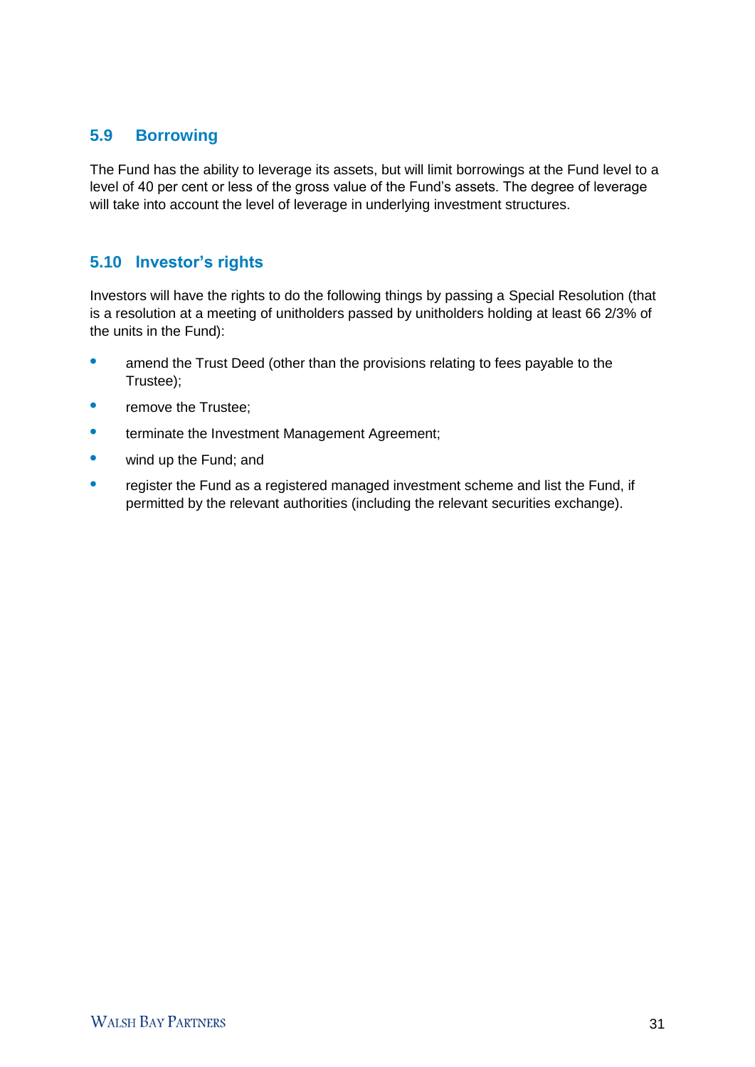## 5.9 Borrowing

The Fund has the ability to leverage its assets, but will limit borrowings at the Fund level to a level of 40 per cent or less of the gross value of the Fund's assets. The degree of leverage will take into account the level of leverage in underlying investment structures.

## 5.10 Investor's rights

Investors will have the rights to do the following things by passing a Special Resolution (that is a resolution at a meeting of unitholders passed by unitholders holding at least 66 2/3% of the units in the Fund):

- amend the Trust Deed (other than the provisions relating to fees payable to the Trustee);
- remove the Trustee;
- terminate the Investment Management Agreement;
- wind up the Fund; and
- register the Fund as a registered managed investment scheme and list the Fund, if permitted by the relevant authorities (including the relevant securities exchange).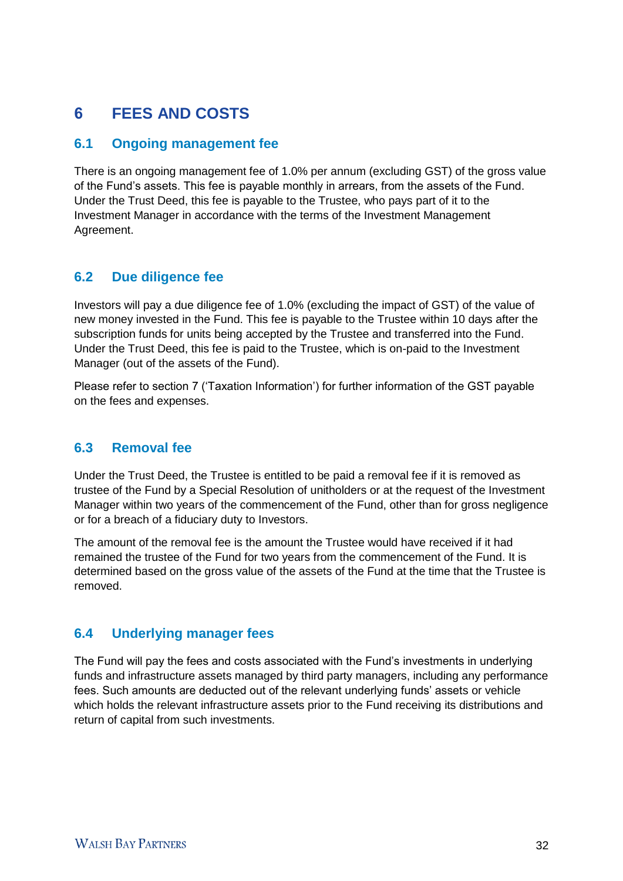# 6 FEES AND COSTS

## 6.1 Ongoing management fee

There is an ongoing management fee of 1.0% per annum (excluding GST) of the gross value of the Fund's assets. This fee is payable monthly in arrears, from the assets of the Fund. Under the Trust Deed, this fee is payable to the Trustee, who pays part of it to the Investment Manager in accordance with the terms of the Investment Management Agreement.

## 6.2 Due diligence fee

Investors will pay a due diligence fee of 1.0% (excluding the impact of GST) of the value of new money invested in the Fund. This fee is payable to the Trustee within 10 days after the subscription funds for units being accepted by the Trustee and transferred into the Fund. Under the Trust Deed, this fee is paid to the Trustee, which is on-paid to the Investment Manager (out of the assets of the Fund).

Please refer to section 7 ('Taxation Information') for further information of the GST payable on the fees and expenses.

## 6.3 Removal fee

Under the Trust Deed, the Trustee is entitled to be paid a removal fee if it is removed as trustee of the Fund by a Special Resolution of unitholders or at the request of the Investment Manager within two years of the commencement of the Fund, other than for gross negligence or for a breach of a fiduciary duty to Investors.

The amount of the removal fee is the amount the Trustee would have received if it had remained the trustee of the Fund for two years from the commencement of the Fund. It is determined based on the gross value of the assets of the Fund at the time that the Trustee is removed.

## 6.4 Underlying manager fees

The Fund will pay the fees and costs associated with the Fund's investments in underlying funds and infrastructure assets managed by third party managers, including any performance fees. Such amounts are deducted out of the relevant underlying funds' assets or vehicle which holds the relevant infrastructure assets prior to the Fund receiving its distributions and return of capital from such investments.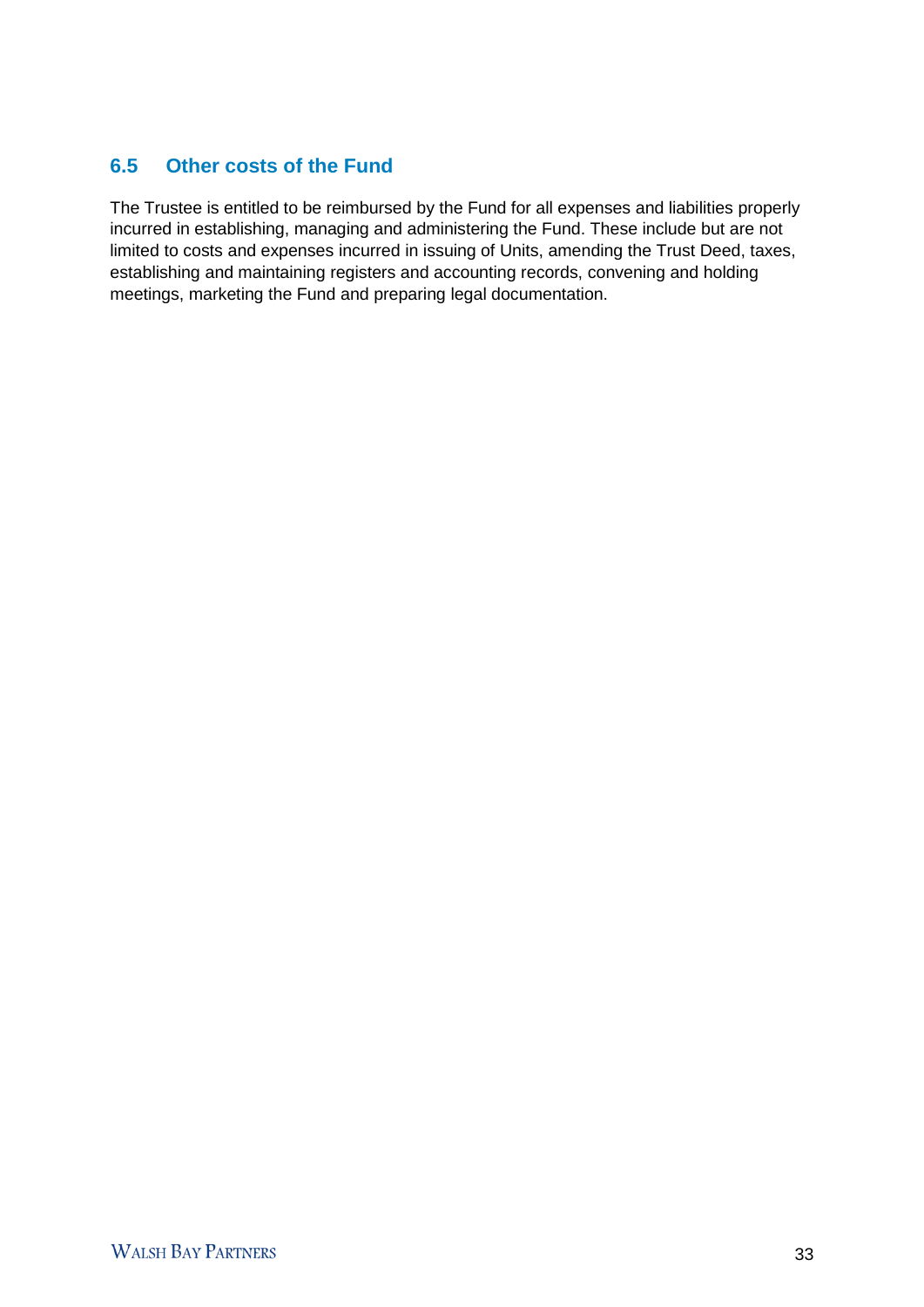## 6.5 Other costs of the Fund

The Trustee is entitled to be reimbursed by the Fund for all expenses and liabilities properly incurred in establishing, managing and administering the Fund. These include but are not limited to costs and expenses incurred in issuing of Units, amending the Trust Deed, taxes, establishing and maintaining registers and accounting records, convening and holding meetings, marketing the Fund and preparing legal documentation.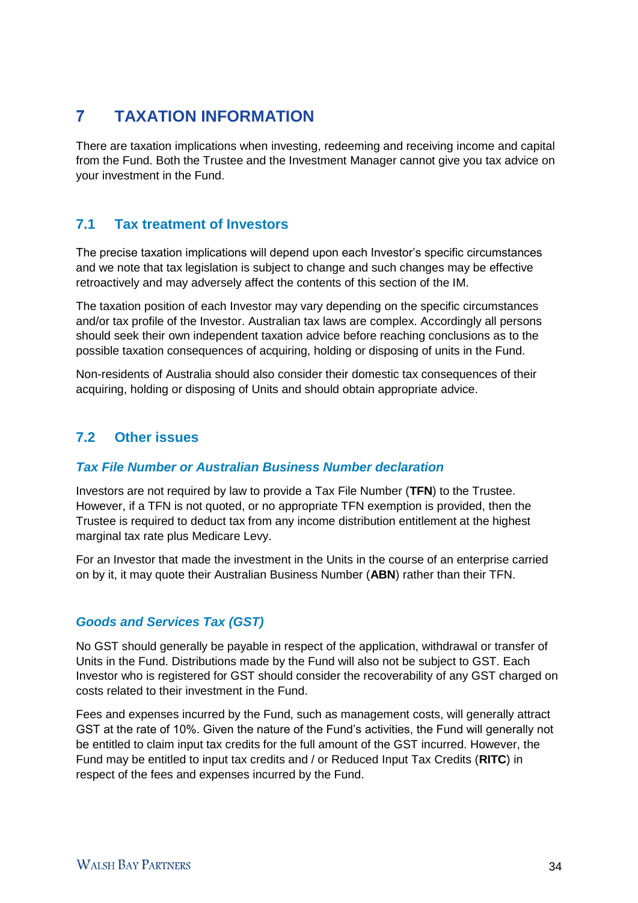# 7 TAXATION INFORMATION

There are taxation implications when investing, redeeming and receiving income and capital from the Fund. Both the Trustee and the Investment Manager cannot give you tax advice on your investment in the Fund.

## 7.1 Tax treatment of Investors

The precise taxation implications will depend upon each Investor's specific circumstances and we note that tax legislation is subject to change and such changes may be effective retroactively and may adversely affect the contents of this section of the IM.

The taxation position of each Investor may vary depending on the specific circumstances and/or tax profile of the Investor. Australian tax laws are complex. Accordingly all persons should seek their own independent taxation advice before reaching conclusions as to the possible taxation consequences of acquiring, holding or disposing of units in the Fund.

Non-residents of Australia should also consider their domestic tax consequences of their acquiring, holding or disposing of Units and should obtain appropriate advice.

## 7.2 Other issues

### *Tax File Number or Australian Business Number declaration*

Investors are not required by law to provide a Tax File Number (**TFN**) to the Trustee. However, if a TFN is not quoted, or no appropriate TFN exemption is provided, then the Trustee is required to deduct tax from any income distribution entitlement at the highest marginal tax rate plus Medicare Levy.

For an Investor that made the investment in the Units in the course of an enterprise carried on by it, it may quote their Australian Business Number (**ABN**) rather than their TFN.

### *Goods and Services Tax (GST)*

No GST should generally be payable in respect of the application, withdrawal or transfer of Units in the Fund. Distributions made by the Fund will also not be subject to GST. Each Investor who is registered for GST should consider the recoverability of any GST charged on costs related to their investment in the Fund.

Fees and expenses incurred by the Fund, such as management costs, will generally attract GST at the rate of 10%. Given the nature of the Fund's activities, the Fund will generally not be entitled to claim input tax credits for the full amount of the GST incurred. However, the Fund may be entitled to input tax credits and / or Reduced Input Tax Credits (**RITC**) in respect of the fees and expenses incurred by the Fund.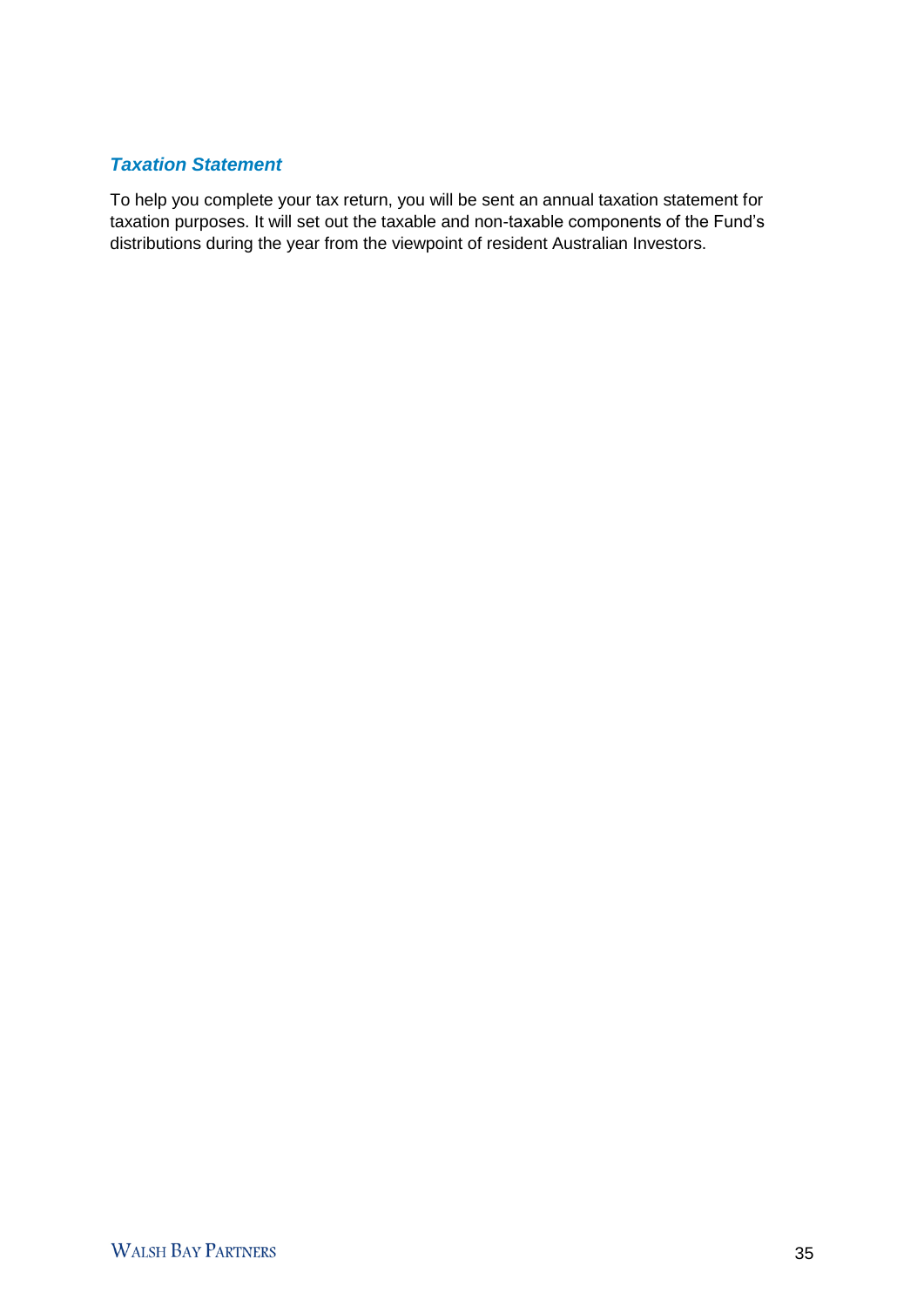### ***Taxation Statement***

To help you complete your tax return, you will be sent an annual taxation statement for taxation purposes. It will set out the taxable and non-taxable components of the Fund's distributions during the year from the viewpoint of resident Australian Investors.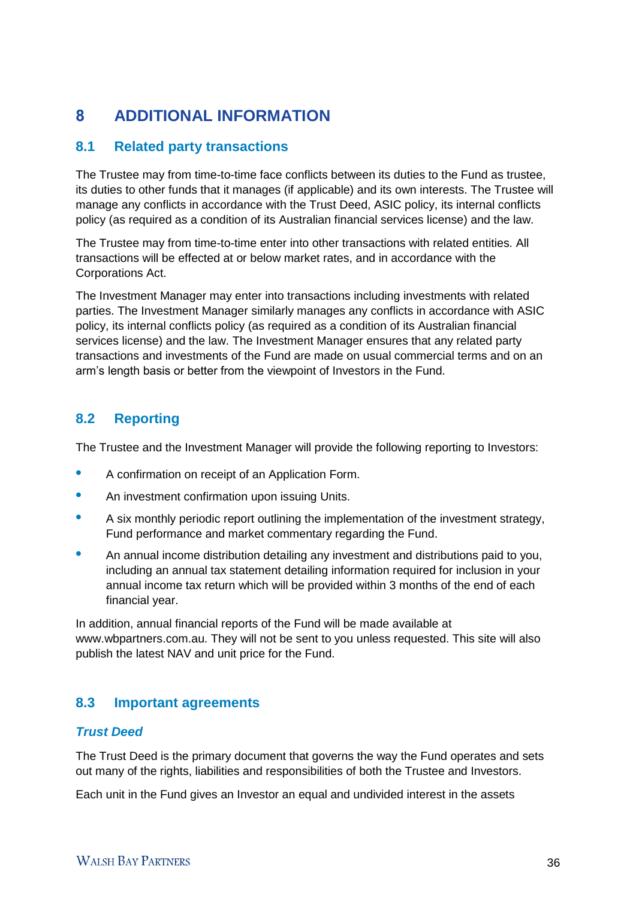# 8 ADDITIONAL INFORMATION

## 8.1 Related party transactions

The Trustee may from time-to-time face conflicts between its duties to the Fund as trustee, its duties to other funds that it manages (if applicable) and its own interests. The Trustee will manage any conflicts in accordance with the Trust Deed, ASIC policy, its internal conflicts policy (as required as a condition of its Australian financial services license) and the law.

The Trustee may from time-to-time enter into other transactions with related entities. All transactions will be effected at or below market rates, and in accordance with the Corporations Act.

The Investment Manager may enter into transactions including investments with related parties. The Investment Manager similarly manages any conflicts in accordance with ASIC policy, its internal conflicts policy (as required as a condition of its Australian financial services license) and the law. The Investment Manager ensures that any related party transactions and investments of the Fund are made on usual commercial terms and on an arm's length basis or better from the viewpoint of Investors in the Fund.

## 8.2 Reporting

The Trustee and the Investment Manager will provide the following reporting to Investors:

- A confirmation on receipt of an Application Form.
- An investment confirmation upon issuing Units.
- A six monthly periodic report outlining the implementation of the investment strategy, Fund performance and market commentary regarding the Fund.
- An annual income distribution detailing any investment and distributions paid to you, including an annual tax statement detailing information required for inclusion in your annual income tax return which will be provided within 3 months of the end of each financial year.

In addition, annual financial reports of the Fund will be made available at www.wbpartners.com.au. They will not be sent to you unless requested. This site will also publish the latest NAV and unit price for the Fund.

## 8.3 Important agreements

### *Trust Deed*

The Trust Deed is the primary document that governs the way the Fund operates and sets out many of the rights, liabilities and responsibilities of both the Trustee and Investors.

Each unit in the Fund gives an Investor an equal and undivided interest in the assets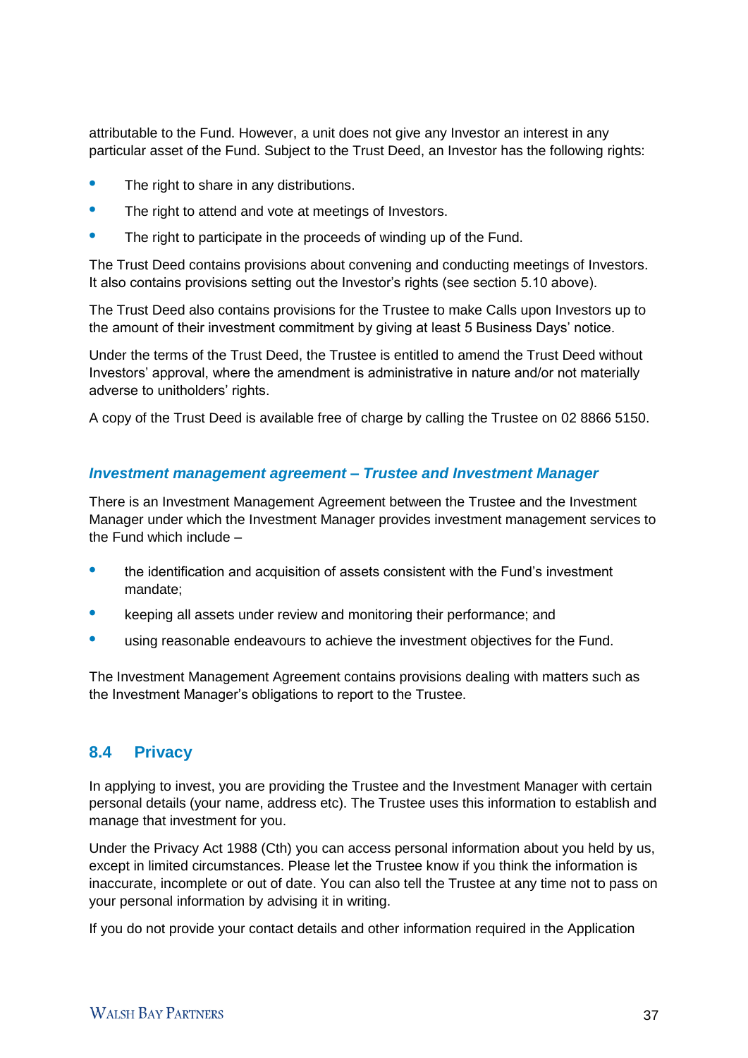attributable to the Fund. However, a unit does not give any Investor an interest in any particular asset of the Fund. Subject to the Trust Deed, an Investor has the following rights:

- The right to share in any distributions.
- The right to attend and vote at meetings of Investors.
- The right to participate in the proceeds of winding up of the Fund.

The Trust Deed contains provisions about convening and conducting meetings of Investors. It also contains provisions setting out the Investor's rights (see section 5.10 above).

The Trust Deed also contains provisions for the Trustee to make Calls upon Investors up to the amount of their investment commitment by giving at least 5 Business Days' notice.

Under the terms of the Trust Deed, the Trustee is entitled to amend the Trust Deed without Investors' approval, where the amendment is administrative in nature and/or not materially adverse to unitholders' rights.

A copy of the Trust Deed is available free of charge by calling the Trustee on 02 8866 5150.

### *Investment management agreement – Trustee and Investment Manager*

There is an Investment Management Agreement between the Trustee and the Investment Manager under which the Investment Manager provides investment management services to the Fund which include –

- the identification and acquisition of assets consistent with the Fund's investment mandate;
- keeping all assets under review and monitoring their performance; and
- using reasonable endeavours to achieve the investment objectives for the Fund.

The Investment Management Agreement contains provisions dealing with matters such as the Investment Manager's obligations to report to the Trustee.

## 8.4 Privacy

In applying to invest, you are providing the Trustee and the Investment Manager with certain personal details (your name, address etc). The Trustee uses this information to establish and manage that investment for you.

Under the Privacy Act 1988 (Cth) you can access personal information about you held by us, except in limited circumstances. Please let the Trustee know if you think the information is inaccurate, incomplete or out of date. You can also tell the Trustee at any time not to pass on your personal information by advising it in writing.

If you do not provide your contact details and other information required in the Application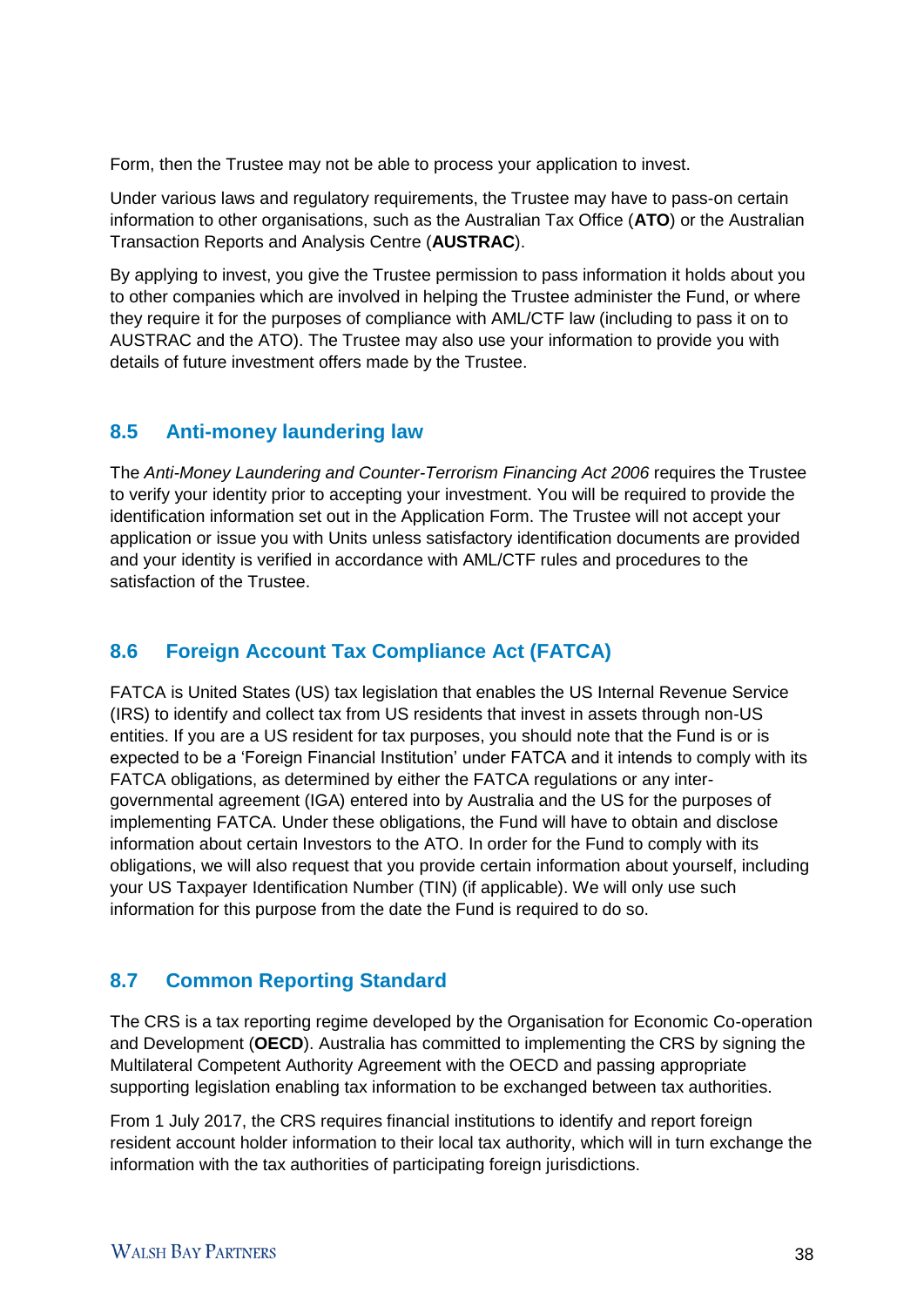Form, then the Trustee may not be able to process your application to invest.

Under various laws and regulatory requirements, the Trustee may have to pass-on certain information to other organisations, such as the Australian Tax Office (**ATO**) or the Australian Transaction Reports and Analysis Centre (**AUSTRAC**).

By applying to invest, you give the Trustee permission to pass information it holds about you to other companies which are involved in helping the Trustee administer the Fund, or where they require it for the purposes of compliance with AML/CTF law (including to pass it on to AUSTRAC and the ATO). The Trustee may also use your information to provide you with details of future investment offers made by the Trustee.

## 8.5 Anti-money laundering law

The *Anti-Money Laundering and Counter-Terrorism Financing Act 2006* requires the Trustee to verify your identity prior to accepting your investment. You will be required to provide the identification information set out in the Application Form. The Trustee will not accept your application or issue you with Units unless satisfactory identification documents are provided and your identity is verified in accordance with AML/CTF rules and procedures to the satisfaction of the Trustee.

## 8.6 Foreign Account Tax Compliance Act (FATCA)

FATCA is United States (US) tax legislation that enables the US Internal Revenue Service (IRS) to identify and collect tax from US residents that invest in assets through non-US entities. If you are a US resident for tax purposes, you should note that the Fund is or is expected to be a 'Foreign Financial Institution' under FATCA and it intends to comply with its FATCA obligations, as determined by either the FATCA regulations or any inter-governmental agreement (IGA) entered into by Australia and the US for the purposes of implementing FATCA. Under these obligations, the Fund will have to obtain and disclose information about certain Investors to the ATO. In order for the Fund to comply with its obligations, we will also request that you provide certain information about yourself, including your US Taxpayer Identification Number (TIN) (if applicable). We will only use such information for this purpose from the date the Fund is required to do so.

## 8.7 Common Reporting Standard

The CRS is a tax reporting regime developed by the Organisation for Economic Co-operation and Development (**OECD**). Australia has committed to implementing the CRS by signing the Multilateral Competent Authority Agreement with the OECD and passing appropriate supporting legislation enabling tax information to be exchanged between tax authorities.

From 1 July 2017, the CRS requires financial institutions to identify and report foreign resident account holder information to their local tax authority, which will in turn exchange the information with the tax authorities of participating foreign jurisdictions.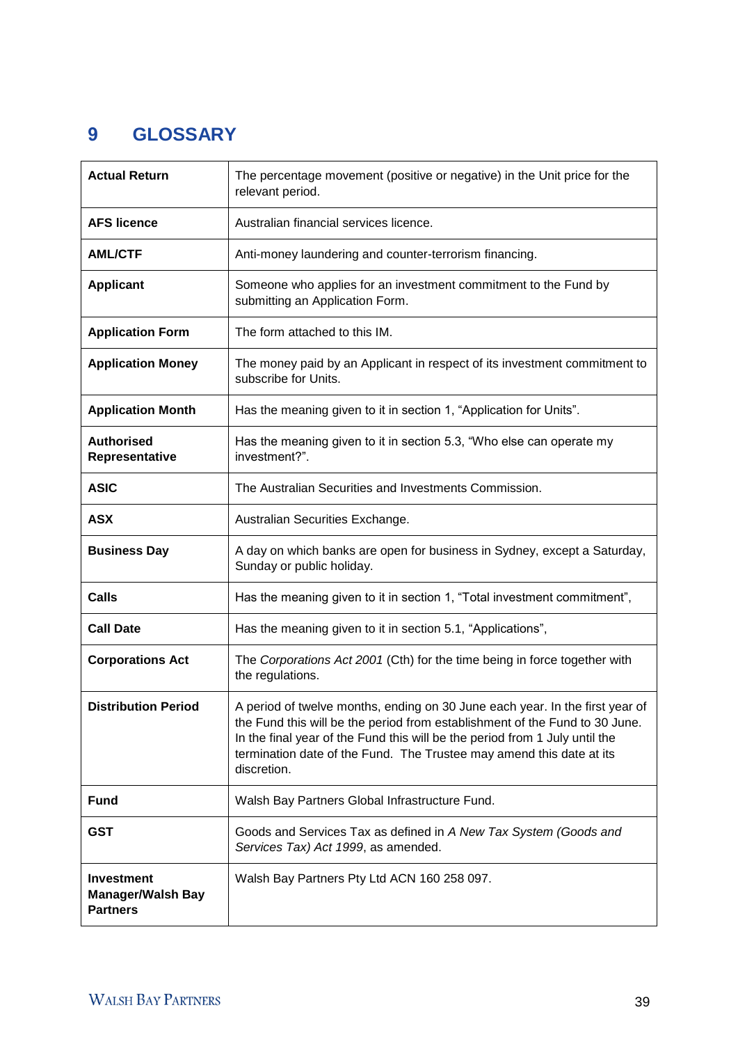# 9 GLOSSARY

| | |
|---|---|
| **Actual Return** | The percentage movement (positive or negative) in the Unit price for the relevant period. |
| **AFS licence** | Australian financial services licence. |
| **AML/CTF** | Anti-money laundering and counter-terrorism financing. |
| **Applicant** | Someone who applies for an investment commitment to the Fund by submitting an Application Form. |
| **Application Form** | The form attached to this IM. |
| **Application Money** | The money paid by an Applicant in respect of its investment commitment to subscribe for Units. |
| **Application Month** | Has the meaning given to it in section 1, "Application for Units". |
| **Authorised Representative** | Has the meaning given to it in section 5.3, "Who else can operate my investment?". |
| **ASIC** | The Australian Securities and Investments Commission. |
| **ASX** | Australian Securities Exchange. |
| **Business Day** | A day on which banks are open for business in Sydney, except a Saturday, Sunday or public holiday. |
| **Calls** | Has the meaning given to it in section 1, "Total investment commitment", |
| **Call Date** | Has the meaning given to it in section 5.1, "Applications", |
| **Corporations Act** | The *Corporations Act 2001* (Cth) for the time being in force together with the regulations. |
| **Distribution Period** | A period of twelve months, ending on 30 June each year. In the first year of the Fund this will be the period from establishment of the Fund to 30 June. In the final year of the Fund this will be the period from 1 July until the termination date of the Fund. The Trustee may amend this date at its discretion. |
| **Fund** | Walsh Bay Partners Global Infrastructure Fund. |
| **GST** | Goods and Services Tax as defined in *A New Tax System (Goods and Services Tax) Act 1999*, as amended. |
| **Investment Manager/Walsh Bay Partners** | Walsh Bay Partners Pty Ltd ACN 160 258 097. |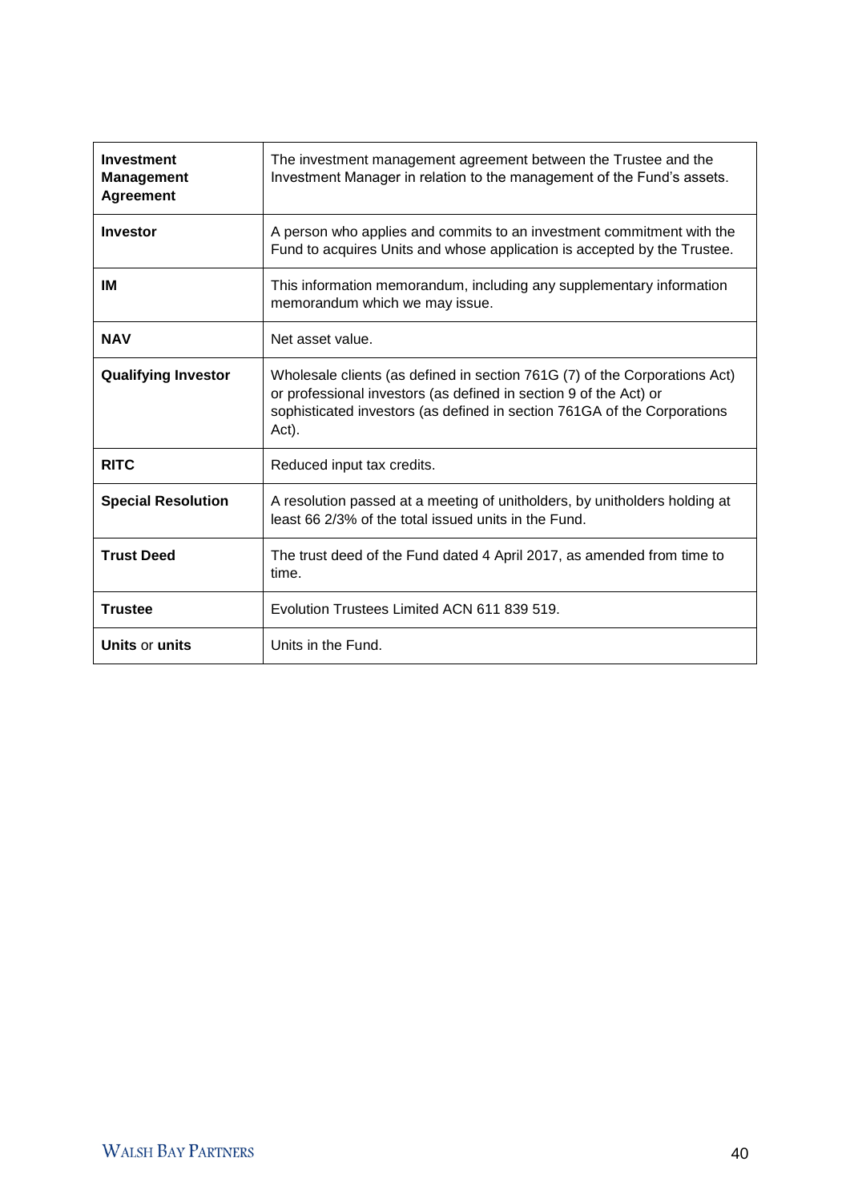| **Investment Management Agreement** | The investment management agreement between the Trustee and the Investment Manager in relation to the management of the Fund's assets. |
|---|---|
| **Investor** | A person who applies and commits to an investment commitment with the Fund to acquires Units and whose application is accepted by the Trustee. |
| **IM** | This information memorandum, including any supplementary information memorandum which we may issue. |
| **NAV** | Net asset value. |
| **Qualifying Investor** | Wholesale clients (as defined in section 761G (7) of the Corporations Act) or professional investors (as defined in section 9 of the Act) or sophisticated investors (as defined in section 761GA of the Corporations Act). |
| **RITC** | Reduced input tax credits. |
| **Special Resolution** | A resolution passed at a meeting of unitholders, by unitholders holding at least 66 2/3% of the total issued units in the Fund. |
| **Trust Deed** | The trust deed of the Fund dated 4 April 2017, as amended from time to time. |
| **Trustee** | Evolution Trustees Limited ACN 611 839 519. |
| **Units** or **units** | Units in the Fund. |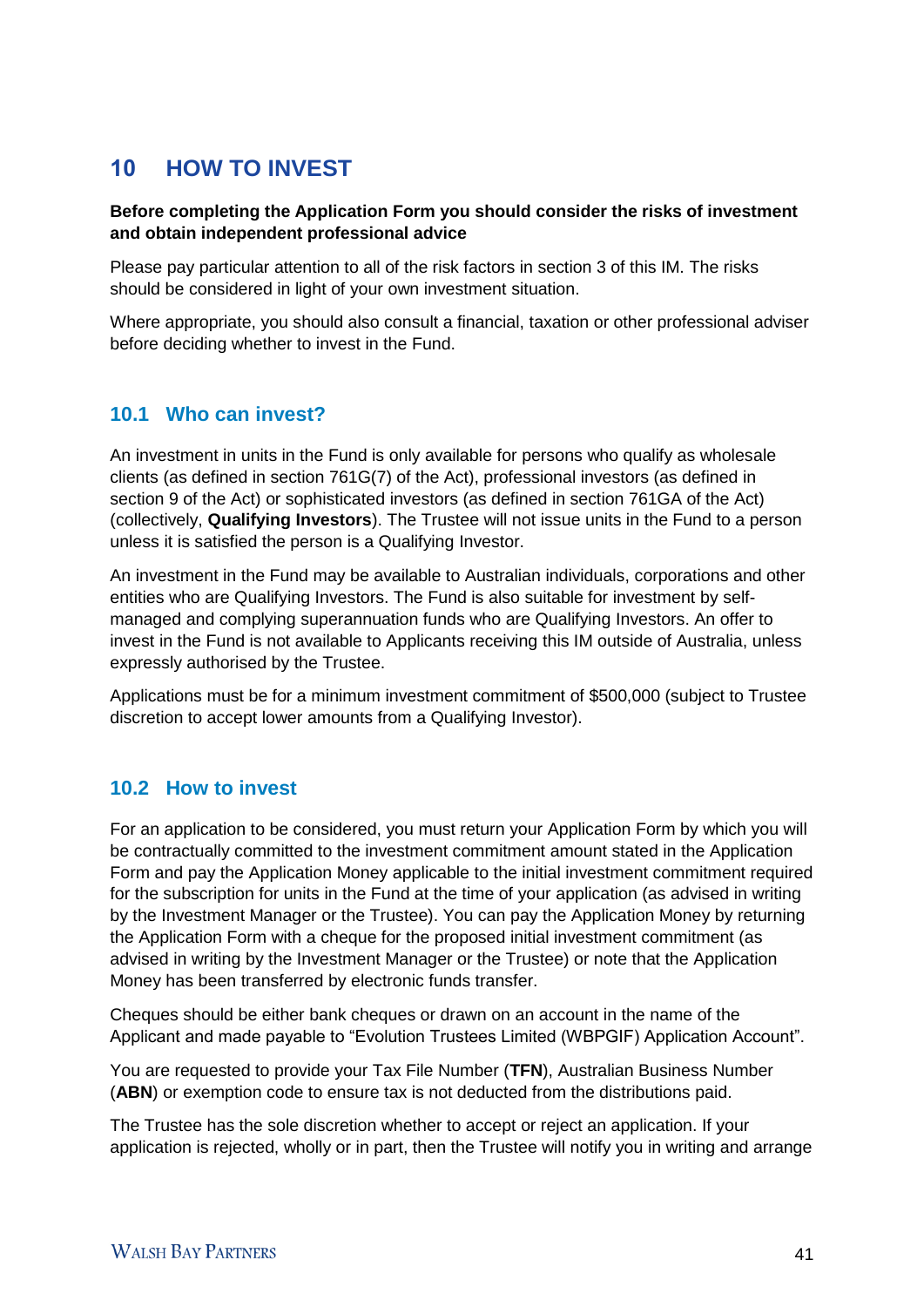# 10 HOW TO INVEST

**Before completing the Application Form you should consider the risks of investment and obtain independent professional advice**

Please pay particular attention to all of the risk factors in section 3 of this IM. The risks should be considered in light of your own investment situation.

Where appropriate, you should also consult a financial, taxation or other professional adviser before deciding whether to invest in the Fund.

## 10.1 Who can invest?

An investment in units in the Fund is only available for persons who qualify as wholesale clients (as defined in section 761G(7) of the Act), professional investors (as defined in section 9 of the Act) or sophisticated investors (as defined in section 761GA of the Act) (collectively, **Qualifying Investors**). The Trustee will not issue units in the Fund to a person unless it is satisfied the person is a Qualifying Investor.

An investment in the Fund may be available to Australian individuals, corporations and other entities who are Qualifying Investors. The Fund is also suitable for investment by self-managed and complying superannuation funds who are Qualifying Investors. An offer to invest in the Fund is not available to Applicants receiving this IM outside of Australia, unless expressly authorised by the Trustee.

Applications must be for a minimum investment commitment of $500,000 (subject to Trustee discretion to accept lower amounts from a Qualifying Investor).

## 10.2 How to invest

For an application to be considered, you must return your Application Form by which you will be contractually committed to the investment commitment amount stated in the Application Form and pay the Application Money applicable to the initial investment commitment required for the subscription for units in the Fund at the time of your application (as advised in writing by the Investment Manager or the Trustee). You can pay the Application Money by returning the Application Form with a cheque for the proposed initial investment commitment (as advised in writing by the Investment Manager or the Trustee) or note that the Application Money has been transferred by electronic funds transfer.

Cheques should be either bank cheques or drawn on an account in the name of the Applicant and made payable to "Evolution Trustees Limited (WBPGIF) Application Account".

You are requested to provide your Tax File Number (**TFN**), Australian Business Number (**ABN**) or exemption code to ensure tax is not deducted from the distributions paid.

The Trustee has the sole discretion whether to accept or reject an application. If your application is rejected, wholly or in part, then the Trustee will notify you in writing and arrange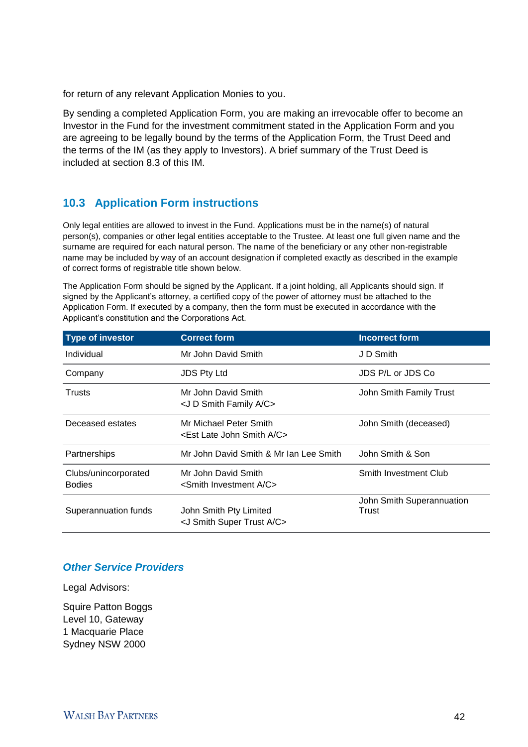for return of any relevant Application Monies to you.

By sending a completed Application Form, you are making an irrevocable offer to become an Investor in the Fund for the investment commitment stated in the Application Form and you are agreeing to be legally bound by the terms of the Application Form, the Trust Deed and the terms of the IM (as they apply to Investors). A brief summary of the Trust Deed is included at section 8.3 of this IM.

## 10.3 Application Form instructions

Only legal entities are allowed to invest in the Fund. Applications must be in the name(s) of natural person(s), companies or other legal entities acceptable to the Trustee. At least one full given name and the surname are required for each natural person. The name of the beneficiary or any other non-registrable name may be included by way of an account designation if completed exactly as described in the example of correct forms of registrable title shown below.

The Application Form should be signed by the Applicant. If a joint holding, all Applicants should sign. If signed by the Applicant's attorney, a certified copy of the power of attorney must be attached to the Application Form. If executed by a company, then the form must be executed in accordance with the Applicant's constitution and the Corporations Act.

| Type of investor | Correct form | Incorrect form |
|---|---|---|
| Individual | Mr John David Smith | J D Smith |
| Company | JDS Pty Ltd | JDS P/L or JDS Co |
| Trusts | Mr John David Smith <J D Smith Family A/C> | John Smith Family Trust |
| Deceased estates | Mr Michael Peter Smith <Est Late John Smith A/C> | John Smith (deceased) |
| Partnerships | Mr John David Smith & Mr Ian Lee Smith | John Smith & Son |
| Clubs/unincorporated Bodies | Mr John David Smith <Smith Investment A/C> | Smith Investment Club |
| Superannuation funds | John Smith Pty Limited <J Smith Super Trust A/C> | John Smith Superannuation Trust |

### *Other Service Providers*

Legal Advisors:

Squire Patton Boggs
Level 10, Gateway
1 Macquarie Place
Sydney NSW 2000